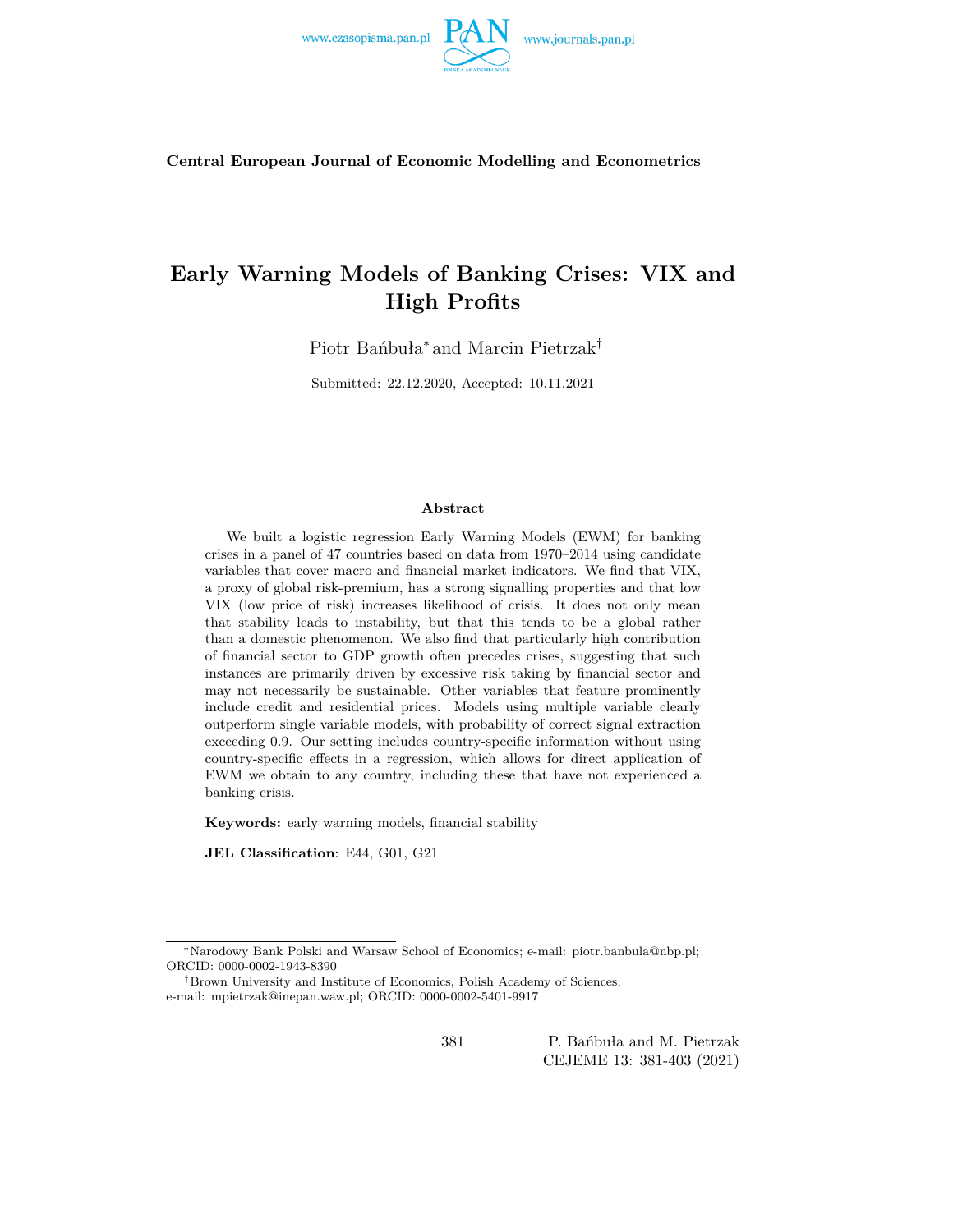**Central European Journal of Economic Modelling and Econometrics**

# Early Warning Models of Banking Crises: VIX and High Profits

Piotr Bańbuła[*] and Marcin Pietrzak[†]

Submitted: 22.12.2020, Accepted: 10.11.2021

### Abstract

We built a logistic regression Early Warning Models (EWM) for banking crises in a panel of 47 countries based on data from 1970–2014 using candidate variables that cover macro and financial market indicators. We find that VIX, a proxy of global risk-premium, has a strong signalling properties and that low VIX (low price of risk) increases likelihood of crisis. It does not only mean that stability leads to instability, but that this tends to be a global rather than a domestic phenomenon. We also find that particularly high contribution of financial sector to GDP growth often precedes crises, suggesting that such instances are primarily driven by excessive risk taking by financial sector and may not necessarily be sustainable. Other variables that feature prominently include credit and residential prices. Models using multiple variable clearly outperform single variable models, with probability of correct signal extraction exceeding 0.9. Our setting includes country-specific information without using country-specific effects in a regression, which allows for direct application of EWM we obtain to any country, including these that have not experienced a banking crisis.

**Keywords:** early warning models, financial stability

**JEL Classification**: E44, G01, G21

[*]Narodowy Bank Polski and Warsaw School of Economics; e-mail: piotr.banbula@nbp.pl; ORCID: 0000-0002-1943-8390

[†]Brown University and Institute of Economics, Polish Academy of Sciences; e-mail: mpietrzak@inepan.waw.pl; ORCID: 0000-0002-5401-9917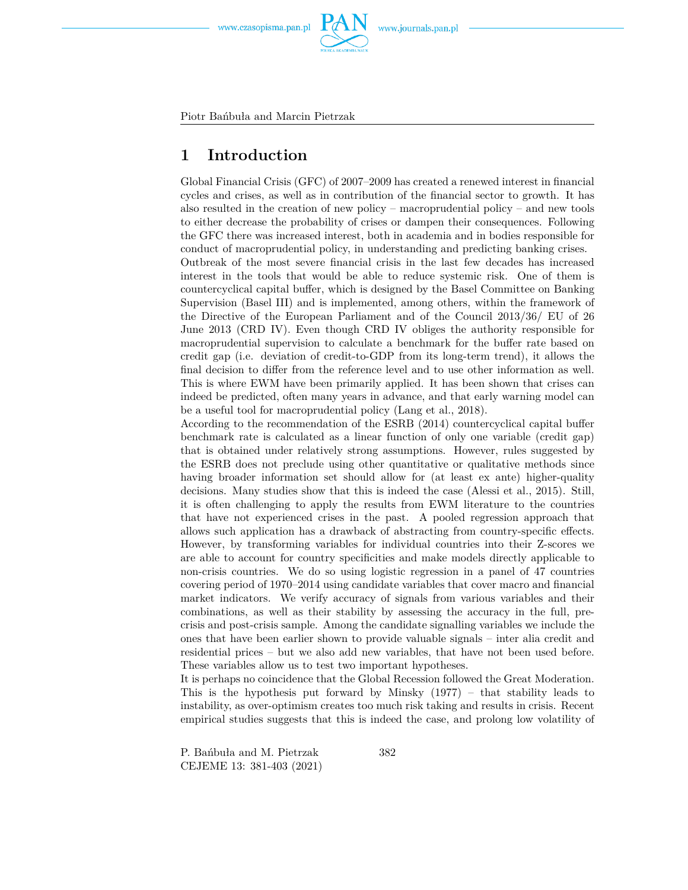# 1 Introduction

Global Financial Crisis (GFC) of 2007–2009 has created a renewed interest in financial cycles and crises, as well as in contribution of the financial sector to growth. It has also resulted in the creation of new policy – macroprudential policy – and new tools to either decrease the probability of crises or dampen their consequences. Following the GFC there was increased interest, both in academia and in bodies responsible for conduct of macroprudential policy, in understanding and predicting banking crises.

Outbreak of the most severe financial crisis in the last few decades has increased interest in the tools that would be able to reduce systemic risk. One of them is countercyclical capital buffer, which is designed by the Basel Committee on Banking Supervision (Basel III) and is implemented, among others, within the framework of the Directive of the European Parliament and of the Council 2013/36/ EU of 26 June 2013 (CRD IV). Even though CRD IV obliges the authority responsible for macroprudential supervision to calculate a benchmark for the buffer rate based on credit gap (i.e. deviation of credit-to-GDP from its long-term trend), it allows the final decision to differ from the reference level and to use other information as well. This is where EWM have been primarily applied. It has been shown that crises can indeed be predicted, often many years in advance, and that early warning model can be a useful tool for macroprudential policy (Lang et al., 2018).

According to the recommendation of the ESRB (2014) countercyclical capital buffer benchmark rate is calculated as a linear function of only one variable (credit gap) that is obtained under relatively strong assumptions. However, rules suggested by the ESRB does not preclude using other quantitative or qualitative methods since having broader information set should allow for (at least ex ante) higher-quality decisions. Many studies show that this is indeed the case (Alessi et al., 2015). Still, it is often challenging to apply the results from EWM literature to the countries that have not experienced crises in the past. A pooled regression approach that allows such application has a drawback of abstracting from country-specific effects. However, by transforming variables for individual countries into their Z-scores we are able to account for country specificities and make models directly applicable to non-crisis countries. We do so using logistic regression in a panel of 47 countries covering period of 1970–2014 using candidate variables that cover macro and financial market indicators. We verify accuracy of signals from various variables and their combinations, as well as their stability by assessing the accuracy in the full, pre-crisis and post-crisis sample. Among the candidate signalling variables we include the ones that have been earlier shown to provide valuable signals – inter alia credit and residential prices – but we also add new variables, that have not been used before. These variables allow us to test two important hypotheses.

It is perhaps no coincidence that the Global Recession followed the Great Moderation. This is the hypothesis put forward by Minsky (1977) – that stability leads to instability, as over-optimism creates too much risk taking and results in crisis. Recent empirical studies suggests that this is indeed the case, and prolong low volatility of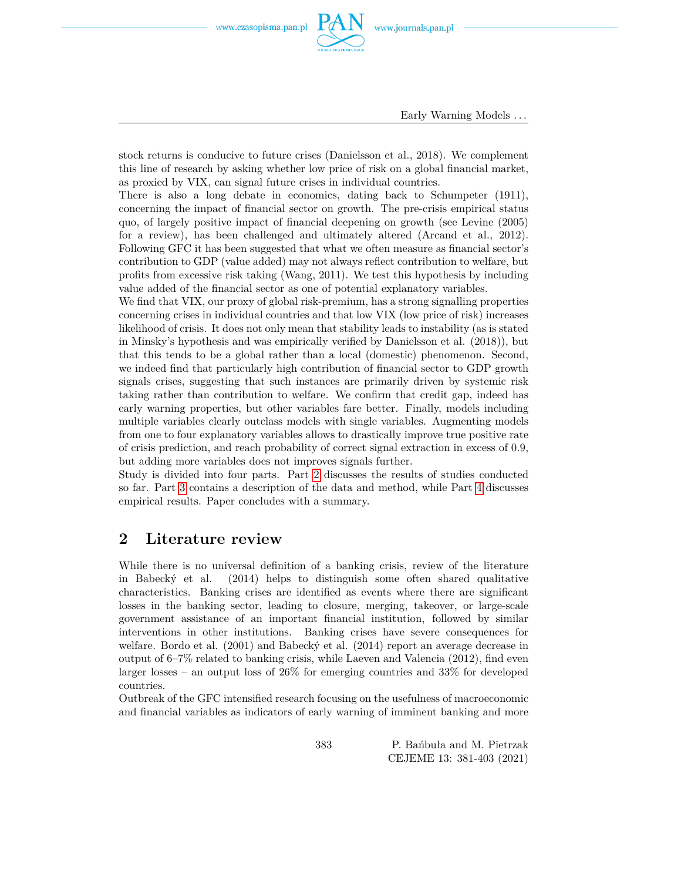stock returns is conducive to future crises (Danielsson et al., 2018). We complement this line of research by asking whether low price of risk on a global financial market, as proxied by VIX, can signal future crises in individual countries.

There is also a long debate in economics, dating back to Schumpeter (1911), concerning the impact of financial sector on growth. The pre-crisis empirical status quo, of largely positive impact of financial deepening on growth (see Levine (2005) for a review), has been challenged and ultimately altered (Arcand et al., 2012). Following GFC it has been suggested that what we often measure as financial sector's contribution to GDP (value added) may not always reflect contribution to welfare, but profits from excessive risk taking (Wang, 2011). We test this hypothesis by including value added of the financial sector as one of potential explanatory variables.

We find that VIX, our proxy of global risk-premium, has a strong signalling properties concerning crises in individual countries and that low VIX (low price of risk) increases likelihood of crisis. It does not only mean that stability leads to instability (as is stated in Minsky's hypothesis and was empirically verified by Danielsson et al. (2018)), but that this tends to be a global rather than a local (domestic) phenomenon. Second, we indeed find that particularly high contribution of financial sector to GDP growth signals crises, suggesting that such instances are primarily driven by systemic risk taking rather than contribution to welfare. We confirm that credit gap, indeed has early warning properties, but other variables fare better. Finally, models including multiple variables clearly outclass models with single variables. Augmenting models from one to four explanatory variables allows to drastically improve true positive rate of crisis prediction, and reach probability of correct signal extraction in excess of 0.9, but adding more variables does not improves signals further.

Study is divided into four parts. Part 2 discusses the results of studies conducted so far. Part 3 contains a description of the data and method, while Part 4 discusses empirical results. Paper concludes with a summary.

## 2 Literature review

While there is no universal definition of a banking crisis, review of the literature in Babecký et al. (2014) helps to distinguish some often shared qualitative characteristics. Banking crises are identified as events where there are significant losses in the banking sector, leading to closure, merging, takeover, or large-scale government assistance of an important financial institution, followed by similar interventions in other institutions. Banking crises have severe consequences for welfare. Bordo et al. (2001) and Babecký et al. (2014) report an average decrease in output of 6–7% related to banking crisis, while Laeven and Valencia (2012), find even larger losses – an output loss of 26% for emerging countries and 33% for developed countries.

Outbreak of the GFC intensified research focusing on the usefulness of macroeconomic and financial variables as indicators of early warning of imminent banking and more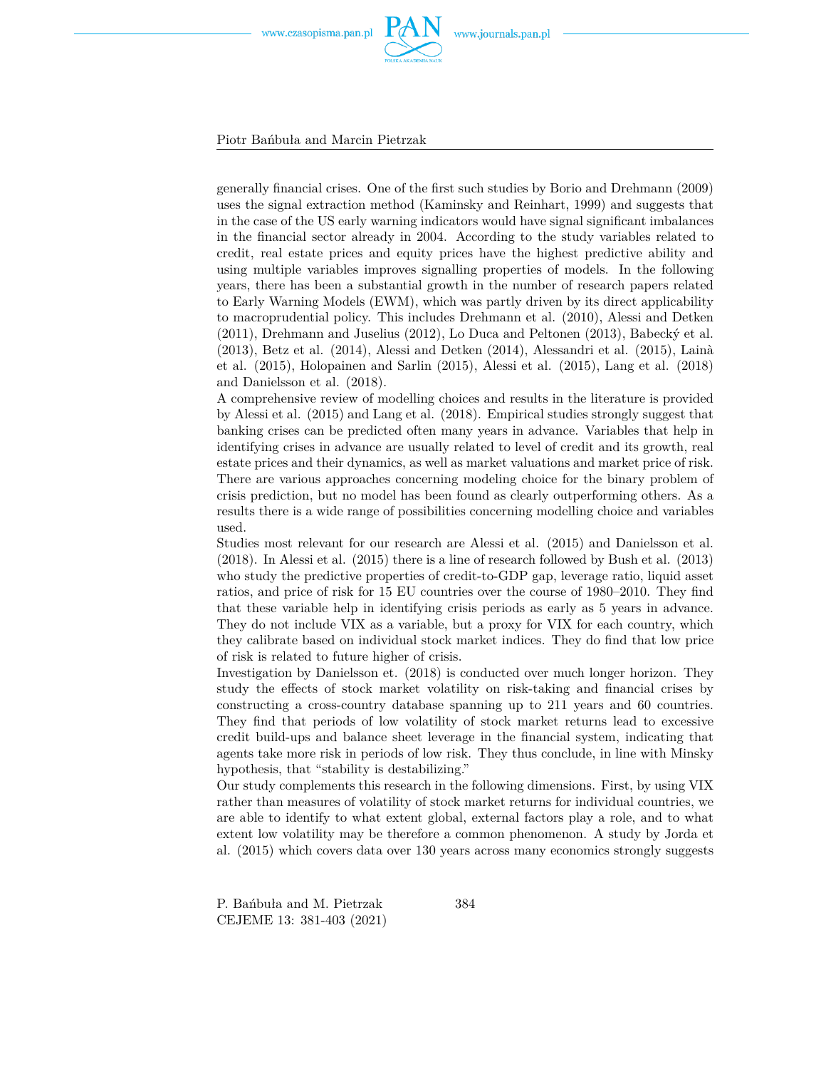generally financial crises. One of the first such studies by Borio and Drehmann (2009) uses the signal extraction method (Kaminsky and Reinhart, 1999) and suggests that in the case of the US early warning indicators would have signal significant imbalances in the financial sector already in 2004. According to the study variables related to credit, real estate prices and equity prices have the highest predictive ability and using multiple variables improves signalling properties of models. In the following years, there has been a substantial growth in the number of research papers related to Early Warning Models (EWM), which was partly driven by its direct applicability to macroprudential policy. This includes Drehmann et al. (2010), Alessi and Detken (2011), Drehmann and Juselius (2012), Lo Duca and Peltonen (2013), Babecký et al. (2013), Betz et al. (2014), Alessi and Detken (2014), Alessandri et al. (2015), Lainà et al. (2015), Holopainen and Sarlin (2015), Alessi et al. (2015), Lang et al. (2018) and Danielsson et al. (2018).

A comprehensive review of modelling choices and results in the literature is provided by Alessi et al. (2015) and Lang et al. (2018). Empirical studies strongly suggest that banking crises can be predicted often many years in advance. Variables that help in identifying crises in advance are usually related to level of credit and its growth, real estate prices and their dynamics, as well as market valuations and market price of risk. There are various approaches concerning modeling choice for the binary problem of crisis prediction, but no model has been found as clearly outperforming others. As a results there is a wide range of possibilities concerning modelling choice and variables used.

Studies most relevant for our research are Alessi et al. (2015) and Danielsson et al. (2018). In Alessi et al. (2015) there is a line of research followed by Bush et al. (2013) who study the predictive properties of credit-to-GDP gap, leverage ratio, liquid asset ratios, and price of risk for 15 EU countries over the course of 1980–2010. They find that these variable help in identifying crisis periods as early as 5 years in advance. They do not include VIX as a variable, but a proxy for VIX for each country, which they calibrate based on individual stock market indices. They do find that low price of risk is related to future higher of crisis.

Investigation by Danielsson et. (2018) is conducted over much longer horizon. They study the effects of stock market volatility on risk-taking and financial crises by constructing a cross-country database spanning up to 211 years and 60 countries. They find that periods of low volatility of stock market returns lead to excessive credit build-ups and balance sheet leverage in the financial system, indicating that agents take more risk in periods of low risk. They thus conclude, in line with Minsky hypothesis, that “stability is destabilizing.”

Our study complements this research in the following dimensions. First, by using VIX rather than measures of volatility of stock market returns for individual countries, we are able to identify to what extent global, external factors play a role, and to what extent low volatility may be therefore a common phenomenon. A study by Jorda et al. (2015) which covers data over 130 years across many economics strongly suggests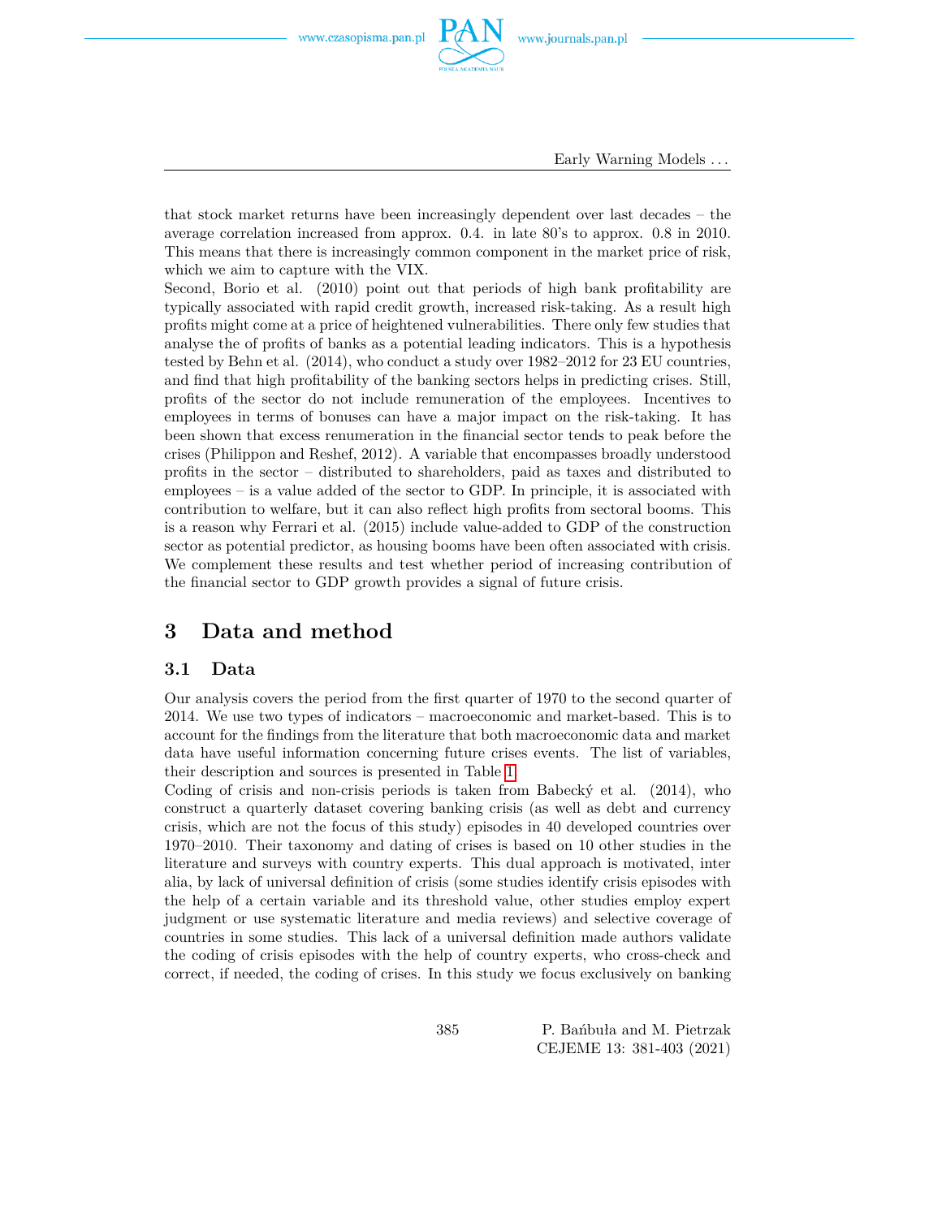that stock market returns have been increasingly dependent over last decades – the average correlation increased from approx. 0.4. in late 80's to approx. 0.8 in 2010. This means that there is increasingly common component in the market price of risk, which we aim to capture with the VIX.

Second, Borio et al. (2010) point out that periods of high bank profitability are typically associated with rapid credit growth, increased risk-taking. As a result high profits might come at a price of heightened vulnerabilities. There only few studies that analyse the of profits of banks as a potential leading indicators. This is a hypothesis tested by Behn et al. (2014), who conduct a study over 1982–2012 for 23 EU countries, and find that high profitability of the banking sectors helps in predicting crises. Still, profits of the sector do not include remuneration of the employees. Incentives to employees in terms of bonuses can have a major impact on the risk-taking. It has been shown that excess renumeration in the financial sector tends to peak before the crises (Philippon and Reshef, 2012). A variable that encompasses broadly understood profits in the sector – distributed to shareholders, paid as taxes and distributed to employees – is a value added of the sector to GDP. In principle, it is associated with contribution to welfare, but it can also reflect high profits from sectoral booms. This is a reason why Ferrari et al. (2015) include value-added to GDP of the construction sector as potential predictor, as housing booms have been often associated with crisis. We complement these results and test whether period of increasing contribution of the financial sector to GDP growth provides a signal of future crisis.

# 3 Data and method

## 3.1 Data

Our analysis covers the period from the first quarter of 1970 to the second quarter of 2014. We use two types of indicators – macroeconomic and market-based. This is to account for the findings from the literature that both macroeconomic data and market data have useful information concerning future crises events. The list of variables, their description and sources is presented in Table 1.

Coding of crisis and non-crisis periods is taken from Babecký et al. (2014), who construct a quarterly dataset covering banking crisis (as well as debt and currency crisis, which are not the focus of this study) episodes in 40 developed countries over 1970–2010. Their taxonomy and dating of crises is based on 10 other studies in the literature and surveys with country experts. This dual approach is motivated, inter alia, by lack of universal definition of crisis (some studies identify crisis episodes with the help of a certain variable and its threshold value, other studies employ expert judgment or use systematic literature and media reviews) and selective coverage of countries in some studies. This lack of a universal definition made authors validate the coding of crisis episodes with the help of country experts, who cross-check and correct, if needed, the coding of crises. In this study we focus exclusively on banking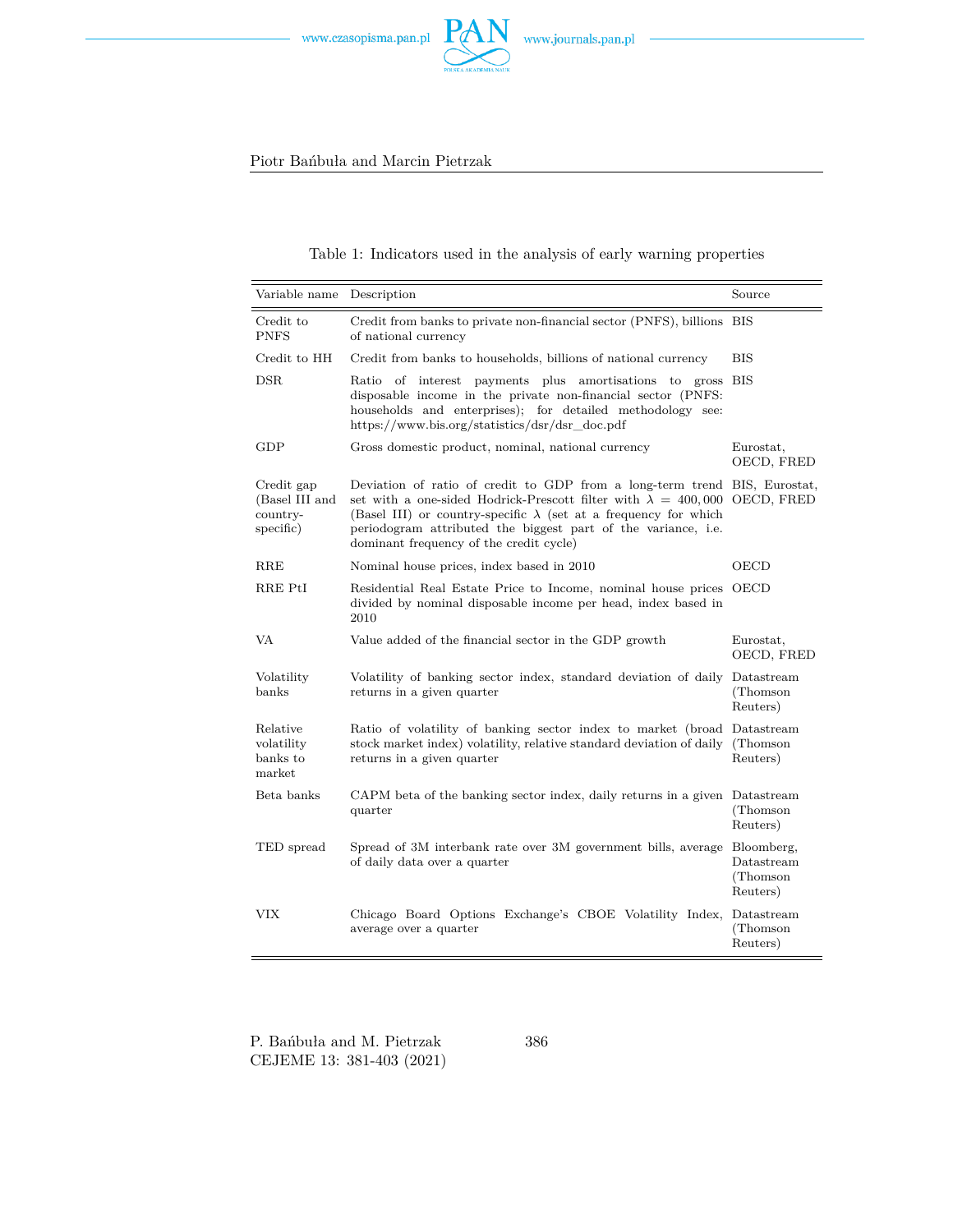Table 1: Indicators used in the analysis of early warning properties

| Variable name | Description | Source |
|---|---|---|
| Credit to PNFS | Credit from banks to private non-financial sector (PNFS), billions of national currency | BIS |
| Credit to HH | Credit from banks to households, billions of national currency | BIS |
| DSR | Ratio of interest payments plus amortisations to gross disposable income in the private non-financial sector (PNFS: households and enterprises); for detailed methodology see: https://www.bis.org/statistics/dsr/dsr_doc.pdf | BIS |
| GDP | Gross domestic product, nominal, national currency | Eurostat, OECD, FRED |
| Credit gap (Basel III and country-specific) | Deviation of ratio of credit to GDP from a long-term trend set with a one-sided Hodrick-Prescott filter with $\lambda = 400,000$ (Basel III) or country-specific $\lambda$ (set at a frequency for which periodogram attributed the biggest part of the variance, i.e. dominant frequency of the credit cycle) | BIS, Eurostat, OECD, FRED |
| RRE | Nominal house prices, index based in 2010 | OECD |
| RRE PtI | Residential Real Estate Price to Income, nominal house prices divided by nominal disposable income per head, index based in 2010 | OECD |
| VA | Value added of the financial sector in the GDP growth | Eurostat, OECD, FRED |
| Volatility banks | Volatility of banking sector index, standard deviation of daily returns in a given quarter | Datastream (Thomson Reuters) |
| Relative volatility banks to market | Ratio of volatility of banking sector index to market (broad stock market index) volatility, relative standard deviation of daily returns in a given quarter | Datastream (Thomson Reuters) |
| Beta banks | CAPM beta of the banking sector index, daily returns in a given quarter | Datastream (Thomson Reuters) |
| TED spread | Spread of 3M interbank rate over 3M government bills, average of daily data over a quarter | Bloomberg, Datastream (Thomson Reuters) |
| VIX | Chicago Board Options Exchange's CBOE Volatility Index, average over a quarter | Datastream (Thomson Reuters) |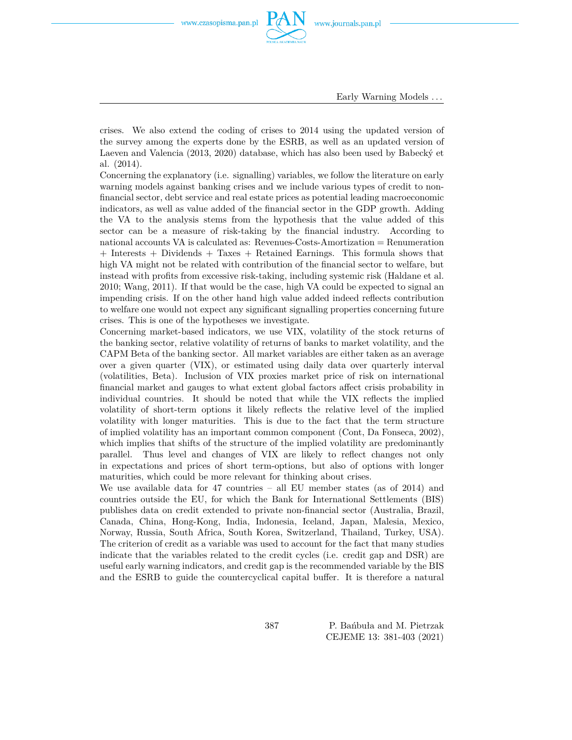crises. We also extend the coding of crises to 2014 using the updated version of the survey among the experts done by the ESRB, as well as an updated version of Laeven and Valencia (2013, 2020) database, which has also been used by Babecký et al. (2014).

Concerning the explanatory (i.e. signalling) variables, we follow the literature on early warning models against banking crises and we include various types of credit to non-financial sector, debt service and real estate prices as potential leading macroeconomic indicators, as well as value added of the financial sector in the GDP growth. Adding the VA to the analysis stems from the hypothesis that the value added of this sector can be a measure of risk-taking by the financial industry. According to national accounts VA is calculated as: Revenues-Costs-Amortization = Renumeration + Interests + Dividends + Taxes + Retained Earnings. This formula shows that high VA might not be related with contribution of the financial sector to welfare, but instead with profits from excessive risk-taking, including systemic risk (Haldane et al. 2010; Wang, 2011). If that would be the case, high VA could be expected to signal an impending crisis. If on the other hand high value added indeed reflects contribution to welfare one would not expect any significant signalling properties concerning future crises. This is one of the hypotheses we investigate.

Concerning market-based indicators, we use VIX, volatility of the stock returns of the banking sector, relative volatility of returns of banks to market volatility, and the CAPM Beta of the banking sector. All market variables are either taken as an average over a given quarter (VIX), or estimated using daily data over quarterly interval (volatilities, Beta). Inclusion of VIX proxies market price of risk on international financial market and gauges to what extent global factors affect crisis probability in individual countries. It should be noted that while the VIX reflects the implied volatility of short-term options it likely reflects the relative level of the implied volatility with longer maturities. This is due to the fact that the term structure of implied volatility has an important common component (Cont, Da Fonseca, 2002), which implies that shifts of the structure of the implied volatility are predominantly parallel. Thus level and changes of VIX are likely to reflect changes not only in expectations and prices of short term-options, but also of options with longer maturities, which could be more relevant for thinking about crises.

We use available data for 47 countries – all EU member states (as of 2014) and countries outside the EU, for which the Bank for International Settlements (BIS) publishes data on credit extended to private non-financial sector (Australia, Brazil, Canada, China, Hong-Kong, India, Indonesia, Iceland, Japan, Malesia, Mexico, Norway, Russia, South Africa, South Korea, Switzerland, Thailand, Turkey, USA). The criterion of credit as a variable was used to account for the fact that many studies indicate that the variables related to the credit cycles (i.e. credit gap and DSR) are useful early warning indicators, and credit gap is the recommended variable by the BIS and the ESRB to guide the countercyclical capital buffer. It is therefore a natural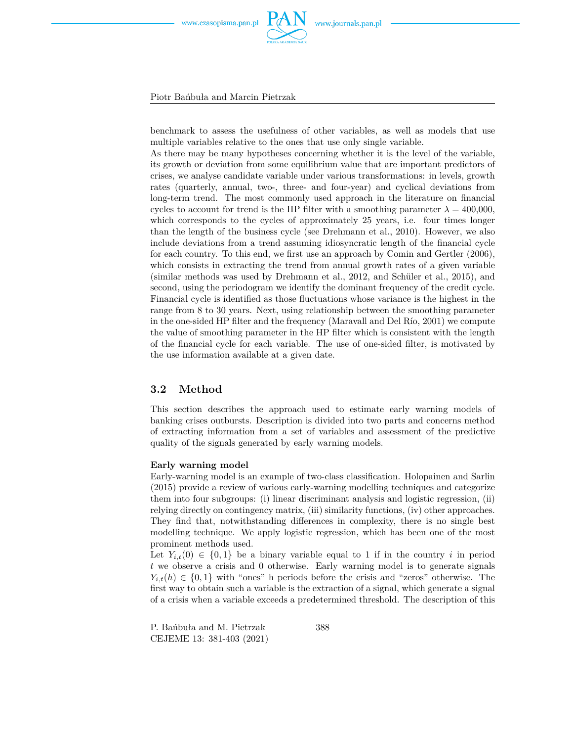benchmark to assess the usefulness of other variables, as well as models that use multiple variables relative to the ones that use only single variable.

As there may be many hypotheses concerning whether it is the level of the variable, its growth or deviation from some equilibrium value that are important predictors of crises, we analyse candidate variable under various transformations: in levels, growth rates (quarterly, annual, two-, three- and four-year) and cyclical deviations from long-term trend. The most commonly used approach in the literature on financial cycles to account for trend is the HP filter with a smoothing parameter $\lambda = 400{,}000$, which corresponds to the cycles of approximately 25 years, i.e. four times longer than the length of the business cycle (see Drehmann et al., 2010). However, we also include deviations from a trend assuming idiosyncratic length of the financial cycle for each country. To this end, we first use an approach by Comin and Gertler (2006), which consists in extracting the trend from annual growth rates of a given variable (similar methods was used by Drehmann et al., 2012, and Schüler et al., 2015), and second, using the periodogram we identify the dominant frequency of the credit cycle. Financial cycle is identified as those fluctuations whose variance is the highest in the range from 8 to 30 years. Next, using relationship between the smoothing parameter in the one-sided HP filter and the frequency (Maravall and Del Río, 2001) we compute the value of smoothing parameter in the HP filter which is consistent with the length of the financial cycle for each variable. The use of one-sided filter, is motivated by the use information available at a given date.

## 3.2 Method

This section describes the approach used to estimate early warning models of banking crises outbursts. Description is divided into two parts and concerns method of extracting information from a set of variables and assessment of the predictive quality of the signals generated by early warning models.

**Early warning model**

Early-warning model is an example of two-class classification. Holopainen and Sarlin (2015) provide a review of various early-warning modelling techniques and categorize them into four subgroups: (i) linear discriminant analysis and logistic regression, (ii) relying directly on contingency matrix, (iii) similarity functions, (iv) other approaches. They find that, notwithstanding differences in complexity, there is no single best modelling technique. We apply logistic regression, which has been one of the most prominent methods used.

Let $Y_{i,t}(0) \in \{0, 1\}$ be a binary variable equal to 1 if in the country $i$ in period $t$ we observe a crisis and 0 otherwise. Early warning model is to generate signals $Y_{i,t}(h) \in \{0, 1\}$ with "ones" h periods before the crisis and "zeros" otherwise. The first way to obtain such a variable is the extraction of a signal, which generate a signal of a crisis when a variable exceeds a predetermined threshold. The description of this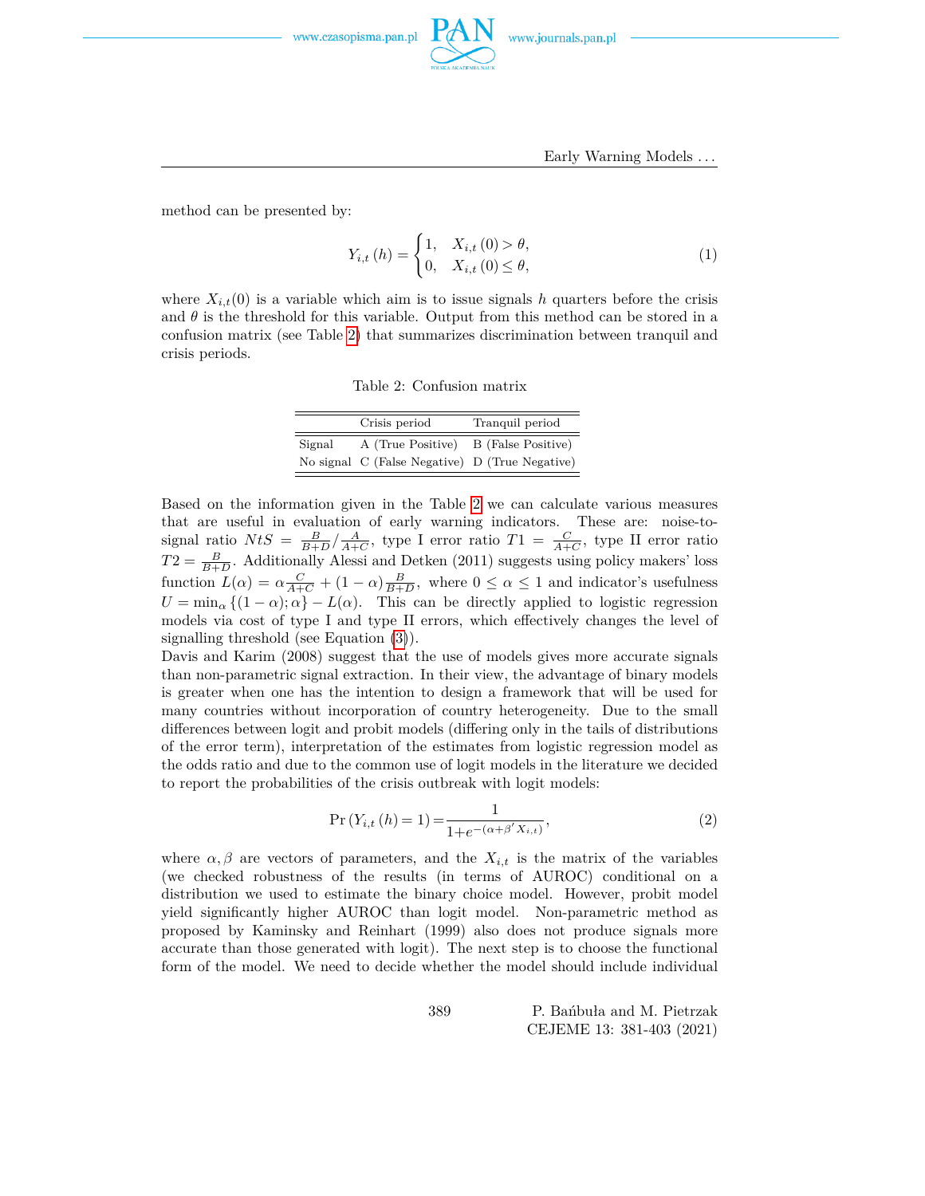method can be presented by:

$$Y_{i,t}(h) = \begin{cases} 1, & X_{i,t}(0) > \theta, \\ 0, & X_{i,t}(0) \leq \theta, \end{cases} \tag{1}$$

where $X_{i,t}(0)$ is a variable which aim is to issue signals $h$ quarters before the crisis and $\theta$ is the threshold for this variable. Output from this method can be stored in a confusion matrix (see Table 2) that summarizes discrimination between tranquil and crisis periods.

Table 2: Confusion matrix

| | Crisis period | Tranquil period |
|---|---|---|
| Signal | A (True Positive) | B (False Positive) |
| No signal | C (False Negative) | D (True Negative) |

Based on the information given in the Table 2 we can calculate various measures that are useful in evaluation of early warning indicators. These are: noise-to-signal ratio $NtS = \frac{B}{B+D}/\frac{A}{A+C}$, type I error ratio $T1 = \frac{C}{A+C}$, type II error ratio $T2 = \frac{B}{B+D}$. Additionally Alessi and Detken (2011) suggests using policy makers' loss function $L(\alpha) = \alpha\frac{C}{A+C} + (1-\alpha)\frac{B}{B+D}$, where $0 \leq \alpha \leq 1$ and indicator's usefulness $U = \min_{\alpha}\{(1-\alpha);\alpha\} - L(\alpha)$. This can be directly applied to logistic regression models via cost of type I and type II errors, which effectively changes the level of signalling threshold (see Equation (3)).

Davis and Karim (2008) suggest that the use of models gives more accurate signals than non-parametric signal extraction. In their view, the advantage of binary models is greater when one has the intention to design a framework that will be used for many countries without incorporation of country heterogeneity. Due to the small differences between logit and probit models (differing only in the tails of distributions of the error term), interpretation of the estimates from logistic regression model as the odds ratio and due to the common use of logit models in the literature we decided to report the probabilities of the crisis outbreak with logit models:

$$\Pr(Y_{i,t}(h) = 1) = \frac{1}{1+e^{-(\alpha+\beta' X_{i,t})}}, \tag{2}$$

where $\alpha, \beta$ are vectors of parameters, and the $X_{i,t}$ is the matrix of the variables (we checked robustness of the results (in terms of AUROC) conditional on a distribution we used to estimate the binary choice model. However, probit model yield significantly higher AUROC than logit model. Non-parametric method as proposed by Kaminsky and Reinhart (1999) also does not produce signals more accurate than those generated with logit). The next step is to choose the functional form of the model. We need to decide whether the model should include individual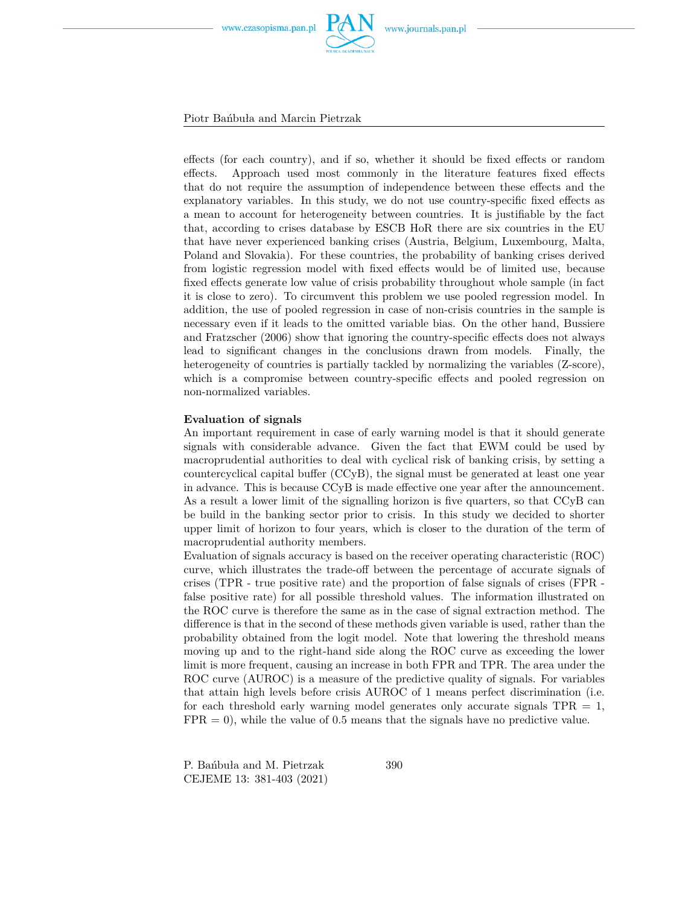effects (for each country), and if so, whether it should be fixed effects or random effects. Approach used most commonly in the literature features fixed effects that do not require the assumption of independence between these effects and the explanatory variables. In this study, we do not use country-specific fixed effects as a mean to account for heterogeneity between countries. It is justifiable by the fact that, according to crises database by ESCB HoR there are six countries in the EU that have never experienced banking crises (Austria, Belgium, Luxembourg, Malta, Poland and Slovakia). For these countries, the probability of banking crises derived from logistic regression model with fixed effects would be of limited use, because fixed effects generate low value of crisis probability throughout whole sample (in fact it is close to zero). To circumvent this problem we use pooled regression model. In addition, the use of pooled regression in case of non-crisis countries in the sample is necessary even if it leads to the omitted variable bias. On the other hand, Bussiere and Fratzscher (2006) show that ignoring the country-specific effects does not always lead to significant changes in the conclusions drawn from models. Finally, the heterogeneity of countries is partially tackled by normalizing the variables (Z-score), which is a compromise between country-specific effects and pooled regression on non-normalized variables.

**Evaluation of signals**

An important requirement in case of early warning model is that it should generate signals with considerable advance. Given the fact that EWM could be used by macroprudential authorities to deal with cyclical risk of banking crisis, by setting a countercyclical capital buffer (CCyB), the signal must be generated at least one year in advance. This is because CCyB is made effective one year after the announcement. As a result a lower limit of the signalling horizon is five quarters, so that CCyB can be build in the banking sector prior to crisis. In this study we decided to shorter upper limit of horizon to four years, which is closer to the duration of the term of macroprudential authority members.

Evaluation of signals accuracy is based on the receiver operating characteristic (ROC) curve, which illustrates the trade-off between the percentage of accurate signals of crises (TPR - true positive rate) and the proportion of false signals of crises (FPR - false positive rate) for all possible threshold values. The information illustrated on the ROC curve is therefore the same as in the case of signal extraction method. The difference is that in the second of these methods given variable is used, rather than the probability obtained from the logit model. Note that lowering the threshold means moving up and to the right-hand side along the ROC curve as exceeding the lower limit is more frequent, causing an increase in both FPR and TPR. The area under the ROC curve (AUROC) is a measure of the predictive quality of signals. For variables that attain high levels before crisis AUROC of 1 means perfect discrimination (i.e. for each threshold early warning model generates only accurate signals TPR = 1, FPR = 0), while the value of 0.5 means that the signals have no predictive value.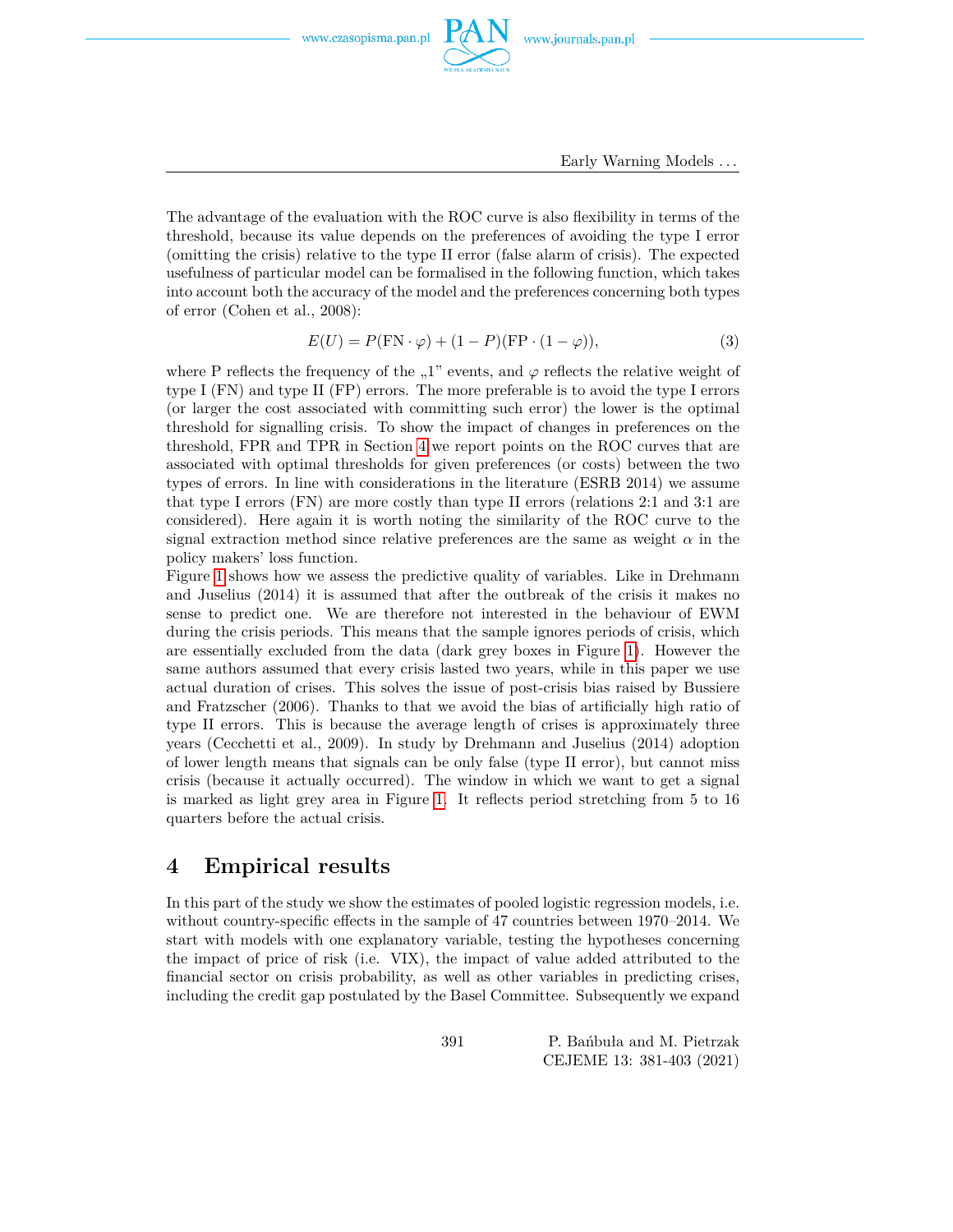The advantage of the evaluation with the ROC curve is also flexibility in terms of the threshold, because its value depends on the preferences of avoiding the type I error (omitting the crisis) relative to the type II error (false alarm of crisis). The expected usefulness of particular model can be formalised in the following function, which takes into account both the accuracy of the model and the preferences concerning both types of error (Cohen et al., 2008):

$$E(U) = P(\mathrm{FN} \cdot \varphi) + (1 - P)(\mathrm{FP} \cdot (1 - \varphi)), \tag{3}$$

where P reflects the frequency of the „1" events, and $\varphi$ reflects the relative weight of type I (FN) and type II (FP) errors. The more preferable is to avoid the type I errors (or larger the cost associated with committing such error) the lower is the optimal threshold for signalling crisis. To show the impact of changes in preferences on the threshold, FPR and TPR in Section 4 we report points on the ROC curves that are associated with optimal thresholds for given preferences (or costs) between the two types of errors. In line with considerations in the literature (ESRB 2014) we assume that type I errors (FN) are more costly than type II errors (relations 2:1 and 3:1 are considered). Here again it is worth noting the similarity of the ROC curve to the signal extraction method since relative preferences are the same as weight $\alpha$ in the policy makers' loss function.

Figure 1 shows how we assess the predictive quality of variables. Like in Drehmann and Juselius (2014) it is assumed that after the outbreak of the crisis it makes no sense to predict one. We are therefore not interested in the behaviour of EWM during the crisis periods. This means that the sample ignores periods of crisis, which are essentially excluded from the data (dark grey boxes in Figure 1). However the same authors assumed that every crisis lasted two years, while in this paper we use actual duration of crises. This solves the issue of post-crisis bias raised by Bussiere and Fratzscher (2006). Thanks to that we avoid the bias of artificially high ratio of type II errors. This is because the average length of crises is approximately three years (Cecchetti et al., 2009). In study by Drehmann and Juselius (2014) adoption of lower length means that signals can be only false (type II error), but cannot miss crisis (because it actually occurred). The window in which we want to get a signal is marked as light grey area in Figure 1. It reflects period stretching from 5 to 16 quarters before the actual crisis.

## 4 Empirical results

In this part of the study we show the estimates of pooled logistic regression models, i.e. without country-specific effects in the sample of 47 countries between 1970–2014. We start with models with one explanatory variable, testing the hypotheses concerning the impact of price of risk (i.e. VIX), the impact of value added attributed to the financial sector on crisis probability, as well as other variables in predicting crises, including the credit gap postulated by the Basel Committee. Subsequently we expand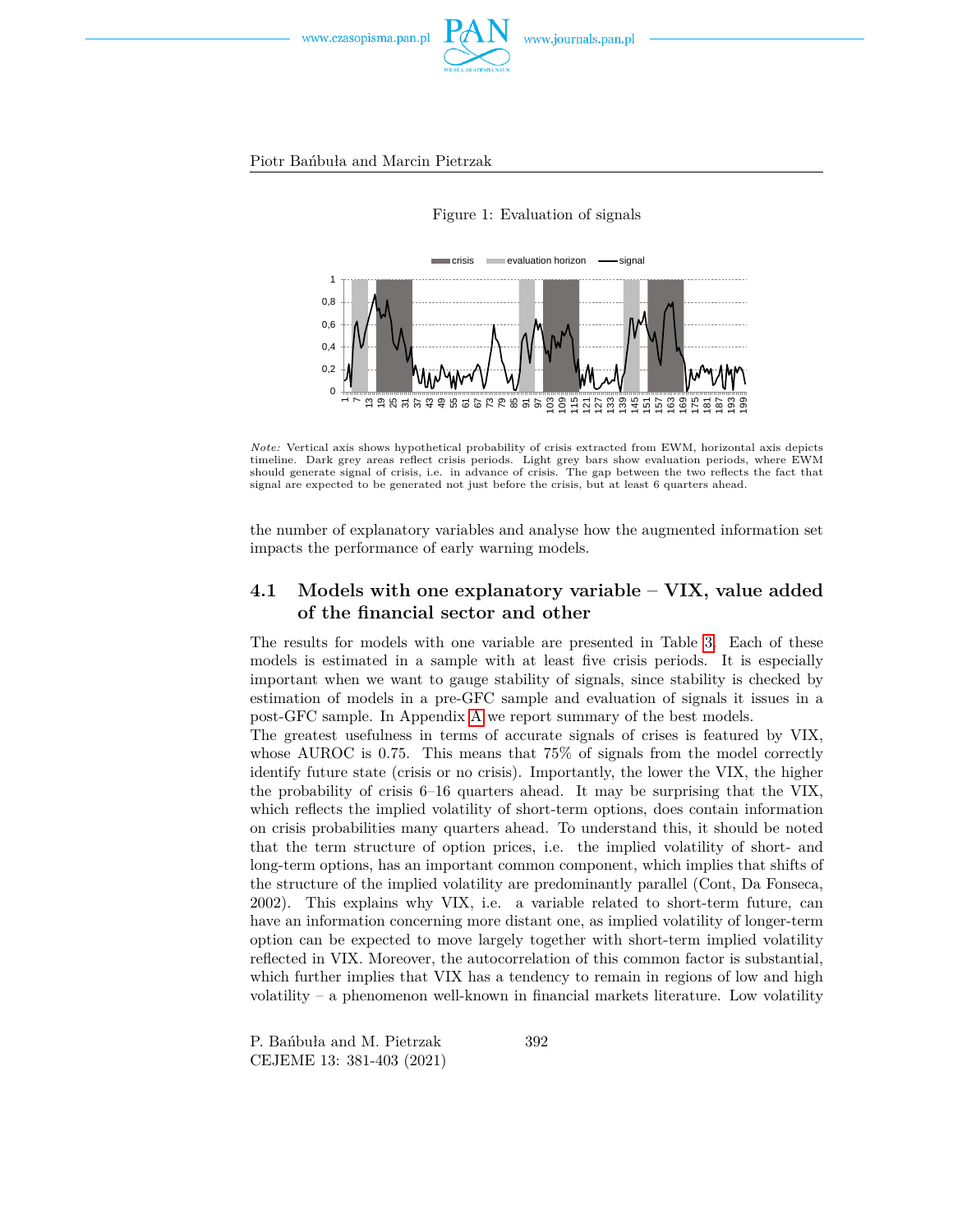Figure 1: Evaluation of signals

*Note:* Vertical axis shows hypothetical probability of crisis extracted from EWM, horizontal axis depicts timeline. Dark grey areas reflect crisis periods. Light grey bars show evaluation periods, where EWM should generate signal of crisis, i.e. in advance of crisis. The gap between the two reflects the fact that signal are expected to be generated not just before the crisis, but at least 6 quarters ahead.

the number of explanatory variables and analyse how the augmented information set impacts the performance of early warning models.

## 4.1 Models with one explanatory variable – VIX, value added of the financial sector and other

The results for models with one variable are presented in Table 3. Each of these models is estimated in a sample with at least five crisis periods. It is especially important when we want to gauge stability of signals, since stability is checked by estimation of models in a pre-GFC sample and evaluation of signals it issues in a post-GFC sample. In Appendix A we report summary of the best models.

The greatest usefulness in terms of accurate signals of crises is featured by VIX, whose AUROC is 0.75. This means that 75% of signals from the model correctly identify future state (crisis or no crisis). Importantly, the lower the VIX, the higher the probability of crisis 6–16 quarters ahead. It may be surprising that the VIX, which reflects the implied volatility of short-term options, does contain information on crisis probabilities many quarters ahead. To understand this, it should be noted that the term structure of option prices, i.e. the implied volatility of short- and long-term options, has an important common component, which implies that shifts of the structure of the implied volatility are predominantly parallel (Cont, Da Fonseca, 2002). This explains why VIX, i.e. a variable related to short-term future, can have an information concerning more distant one, as implied volatility of longer-term option can be expected to move largely together with short-term implied volatility reflected in VIX. Moreover, the autocorrelation of this common factor is substantial, which further implies that VIX has a tendency to remain in regions of low and high volatility – a phenomenon well-known in financial markets literature. Low volatility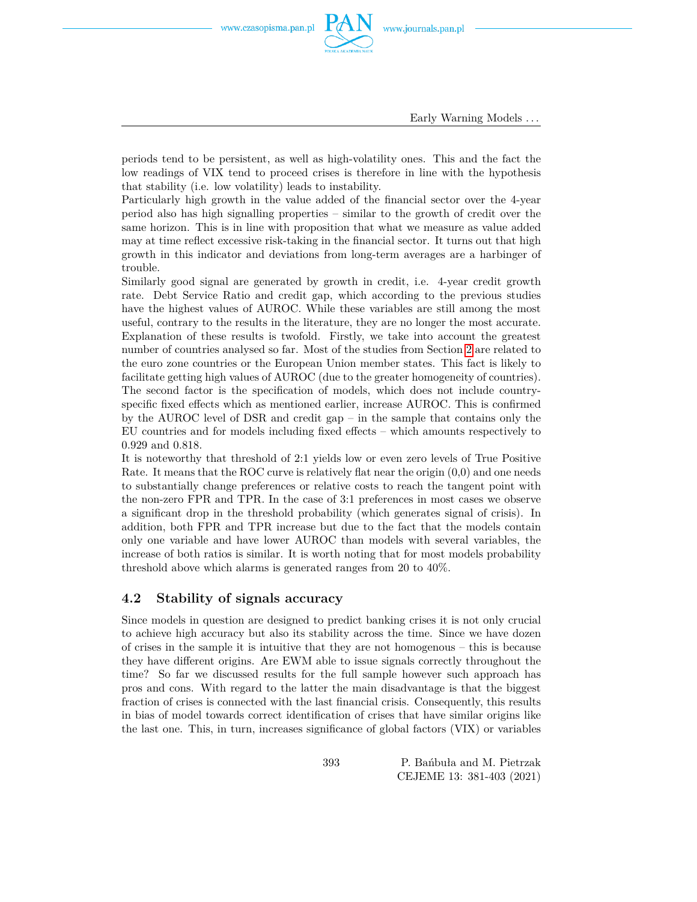periods tend to be persistent, as well as high-volatility ones. This and the fact the low readings of VIX tend to proceed crises is therefore in line with the hypothesis that stability (i.e. low volatility) leads to instability.

Particularly high growth in the value added of the financial sector over the 4-year period also has high signalling properties – similar to the growth of credit over the same horizon. This is in line with proposition that what we measure as value added may at time reflect excessive risk-taking in the financial sector. It turns out that high growth in this indicator and deviations from long-term averages are a harbinger of trouble.

Similarly good signal are generated by growth in credit, i.e. 4-year credit growth rate. Debt Service Ratio and credit gap, which according to the previous studies have the highest values of AUROC. While these variables are still among the most useful, contrary to the results in the literature, they are no longer the most accurate. Explanation of these results is twofold. Firstly, we take into account the greatest number of countries analysed so far. Most of the studies from Section 2 are related to the euro zone countries or the European Union member states. This fact is likely to facilitate getting high values of AUROC (due to the greater homogeneity of countries). The second factor is the specification of models, which does not include country-specific fixed effects which as mentioned earlier, increase AUROC. This is confirmed by the AUROC level of DSR and credit gap – in the sample that contains only the EU countries and for models including fixed effects – which amounts respectively to 0.929 and 0.818.

It is noteworthy that threshold of 2:1 yields low or even zero levels of True Positive Rate. It means that the ROC curve is relatively flat near the origin (0,0) and one needs to substantially change preferences or relative costs to reach the tangent point with the non-zero FPR and TPR. In the case of 3:1 preferences in most cases we observe a significant drop in the threshold probability (which generates signal of crisis). In addition, both FPR and TPR increase but due to the fact that the models contain only one variable and have lower AUROC than models with several variables, the increase of both ratios is similar. It is worth noting that for most models probability threshold above which alarms is generated ranges from 20 to 40%.

## 4.2 Stability of signals accuracy

Since models in question are designed to predict banking crises it is not only crucial to achieve high accuracy but also its stability across the time. Since we have dozen of crises in the sample it is intuitive that they are not homogenous – this is because they have different origins. Are EWM able to issue signals correctly throughout the time? So far we discussed results for the full sample however such approach has pros and cons. With regard to the latter the main disadvantage is that the biggest fraction of crises is connected with the last financial crisis. Consequently, this results in bias of model towards correct identification of crises that have similar origins like the last one. This, in turn, increases significance of global factors (VIX) or variables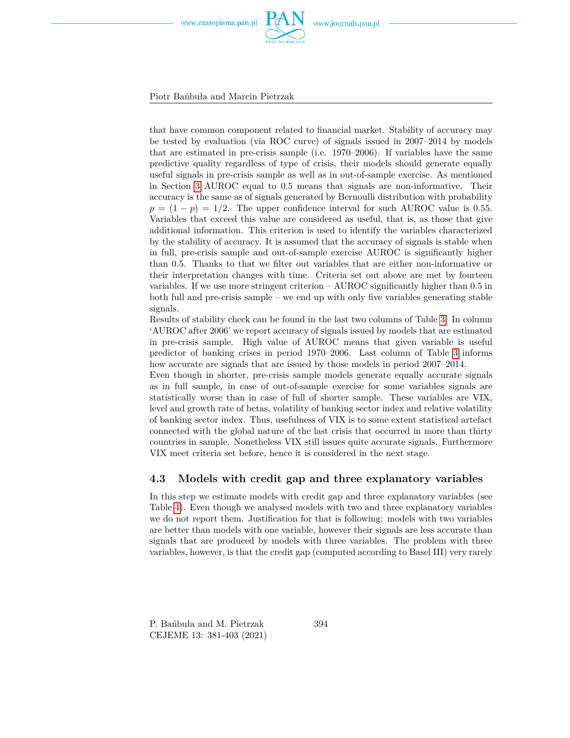that have common component related to financial market. Stability of accuracy may be tested by evaluation (via ROC curve) of signals issued in 2007–2014 by models that are estimated in pre-crisis sample (i.e. 1970–2006). If variables have the same predictive quality regardless of type of crisis, their models should generate equally useful signals in pre-crisis sample as well as in out-of-sample exercise. As mentioned in Section 3 AUROC equal to 0.5 means that signals are non-informative. Their accuracy is the same as of signals generated by Bernoulli distribution with probability $p = (1 - p) = 1/2$. The upper confidence interval for such AUROC value is 0.55. Variables that exceed this value are considered as useful, that is, as those that give additional information. This criterion is used to identify the variables characterized by the stability of accuracy. It is assumed that the accuracy of signals is stable when in full, pre-crisis sample and out-of-sample exercise AUROC is significantly higher than 0.5. Thanks to that we filter out variables that are either non-informative or their interpretation changes with time. Criteria set out above are met by fourteen variables. If we use more stringent criterion – AUROC significantly higher than 0.5 in both full and pre-crisis sample – we end up with only five variables generating stable signals.

Results of stability check can be found in the last two columns of Table 3. In column 'AUROC after 2006' we report accuracy of signals issued by models that are estimated in pre-crisis sample. High value of AUROC means that given variable is useful predictor of banking crises in period 1970–2006. Last column of Table 3 informs how accurate are signals that are issued by those models in period 2007–2014.

Even though in shorter, pre-crisis sample models generate equally accurate signals as in full sample, in case of out-of-sample exercise for some variables signals are statistically worse than in case of full of shorter sample. These variables are VIX, level and growth rate of betas, volatility of banking sector index and relative volatility of banking sector index. Thus, usefulness of VIX is to some extent statistical artefact connected with the global nature of the last crisis that occurred in more than thirty countries in sample. Nonetheless VIX still issues quite accurate signals. Furthermore VIX meet criteria set before, hence it is considered in the next stage.

### 4.3 Models with credit gap and three explanatory variables

In this step we estimate models with credit gap and three explanatory variables (see Table 4). Even though we analysed models with two and three explanatory variables we do not report them. Justification for that is following: models with two variables are better than models with one variable, however their signals are less accurate than signals that are produced by models with three variables. The problem with three variables, however, is that the credit gap (computed according to Basel III) very rarely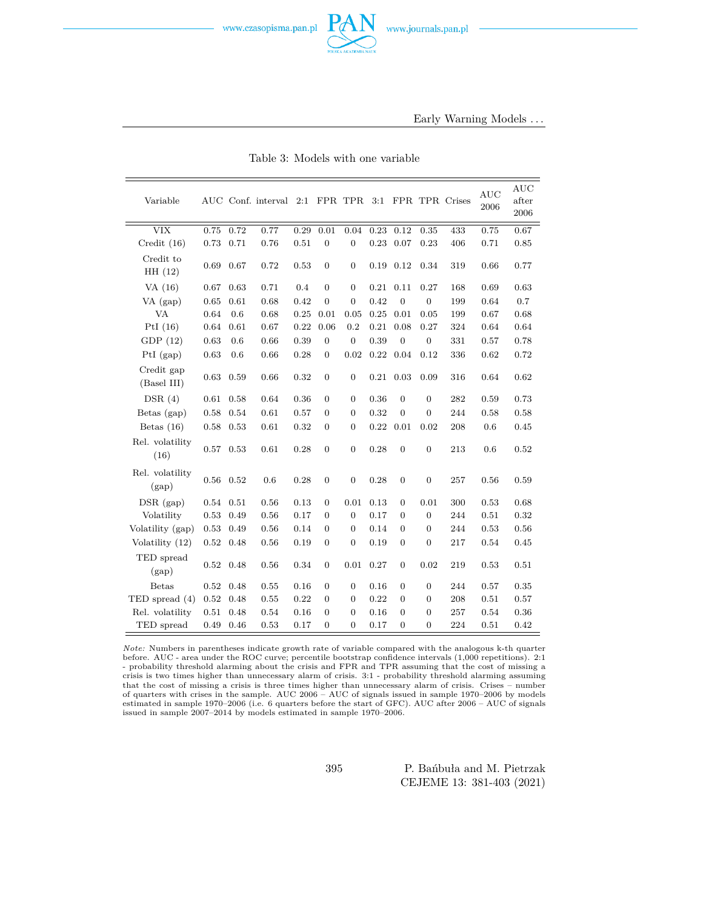Table 3: Models with one variable

| Variable | AUC | Conf. interval | | 2:1 | FPR | TPR | 3:1 | FPR | TPR | Crises | AUC 2006 | AUC after 2006 |
|---|---|---|---|---|---|---|---|---|---|---|---|---|
| VIX | 0.75 | 0.72 | 0.77 | 0.29 | 0.01 | 0.04 | 0.23 | 0.12 | 0.35 | 433 | 0.75 | 0.67 |
| Credit (16) | 0.73 | 0.71 | 0.76 | 0.51 | 0 | 0 | 0.23 | 0.07 | 0.23 | 406 | 0.71 | 0.85 |
| Credit to HH (12) | 0.69 | 0.67 | 0.72 | 0.53 | 0 | 0 | 0.19 | 0.12 | 0.34 | 319 | 0.66 | 0.77 |
| VA (16) | 0.67 | 0.63 | 0.71 | 0.4 | 0 | 0 | 0.21 | 0.11 | 0.27 | 168 | 0.69 | 0.63 |
| VA (gap) | 0.65 | 0.61 | 0.68 | 0.42 | 0 | 0 | 0.42 | 0 | 0 | 199 | 0.64 | 0.7 |
| VA | 0.64 | 0.6 | 0.68 | 0.25 | 0.01 | 0.05 | 0.25 | 0.01 | 0.05 | 199 | 0.67 | 0.68 |
| PtI (16) | 0.64 | 0.61 | 0.67 | 0.22 | 0.06 | 0.2 | 0.21 | 0.08 | 0.27 | 324 | 0.64 | 0.64 |
| GDP (12) | 0.63 | 0.6 | 0.66 | 0.39 | 0 | 0 | 0.39 | 0 | 0 | 331 | 0.57 | 0.78 |
| PtI (gap) | 0.63 | 0.6 | 0.66 | 0.28 | 0 | 0.02 | 0.22 | 0.04 | 0.12 | 336 | 0.62 | 0.72 |
| Credit gap (Basel III) | 0.63 | 0.59 | 0.66 | 0.32 | 0 | 0 | 0.21 | 0.03 | 0.09 | 316 | 0.64 | 0.62 |
| DSR (4) | 0.61 | 0.58 | 0.64 | 0.36 | 0 | 0 | 0.36 | 0 | 0 | 282 | 0.59 | 0.73 |
| Betas (gap) | 0.58 | 0.54 | 0.61 | 0.57 | 0 | 0 | 0.32 | 0 | 0 | 244 | 0.58 | 0.58 |
| Betas (16) | 0.58 | 0.53 | 0.61 | 0.32 | 0 | 0 | 0.22 | 0.01 | 0.02 | 208 | 0.6 | 0.45 |
| Rel. volatility (16) | 0.57 | 0.53 | 0.61 | 0.28 | 0 | 0 | 0.28 | 0 | 0 | 213 | 0.6 | 0.52 |
| Rel. volatility (gap) | 0.56 | 0.52 | 0.6 | 0.28 | 0 | 0 | 0.28 | 0 | 0 | 257 | 0.56 | 0.59 |
| DSR (gap) | 0.54 | 0.51 | 0.56 | 0.13 | 0 | 0.01 | 0.13 | 0 | 0.01 | 300 | 0.53 | 0.68 |
| Volatility | 0.53 | 0.49 | 0.56 | 0.17 | 0 | 0 | 0.17 | 0 | 0 | 244 | 0.51 | 0.32 |
| Volatility (gap) | 0.53 | 0.49 | 0.56 | 0.14 | 0 | 0 | 0.14 | 0 | 0 | 244 | 0.53 | 0.56 |
| Volatility (12) | 0.52 | 0.48 | 0.56 | 0.19 | 0 | 0 | 0.19 | 0 | 0 | 217 | 0.54 | 0.45 |
| TED spread (gap) | 0.52 | 0.48 | 0.56 | 0.34 | 0 | 0.01 | 0.27 | 0 | 0.02 | 219 | 0.53 | 0.51 |
| Betas | 0.52 | 0.48 | 0.55 | 0.16 | 0 | 0 | 0.16 | 0 | 0 | 244 | 0.57 | 0.35 |
| TED spread (4) | 0.52 | 0.48 | 0.55 | 0.22 | 0 | 0 | 0.22 | 0 | 0 | 208 | 0.51 | 0.57 |
| Rel. volatility | 0.51 | 0.48 | 0.54 | 0.16 | 0 | 0 | 0.16 | 0 | 0 | 257 | 0.54 | 0.36 |
| TED spread | 0.49 | 0.46 | 0.53 | 0.17 | 0 | 0 | 0.17 | 0 | 0 | 224 | 0.51 | 0.42 |

*Note:* Numbers in parentheses indicate growth rate of variable compared with the analogous k-th quarter before. AUC - area under the ROC curve; percentile bootstrap confidence intervals (1,000 repetitions). 2:1 - probability threshold alarming about the crisis and FPR and TPR assuming that the cost of missing a crisis is two times higher than unnecessary alarm of crisis. 3:1 - probability threshold alarming assuming that the cost of missing a crisis is three times higher than unnecessary alarm of crisis. Crises – number of quarters with crises in the sample. AUC 2006 – AUC of signals issued in sample 1970–2006 by models estimated in sample 1970–2006 (i.e. 6 quarters before the start of GFC). AUC after 2006 – AUC of signals issued in sample 2007–2014 by models estimated in sample 1970–2006.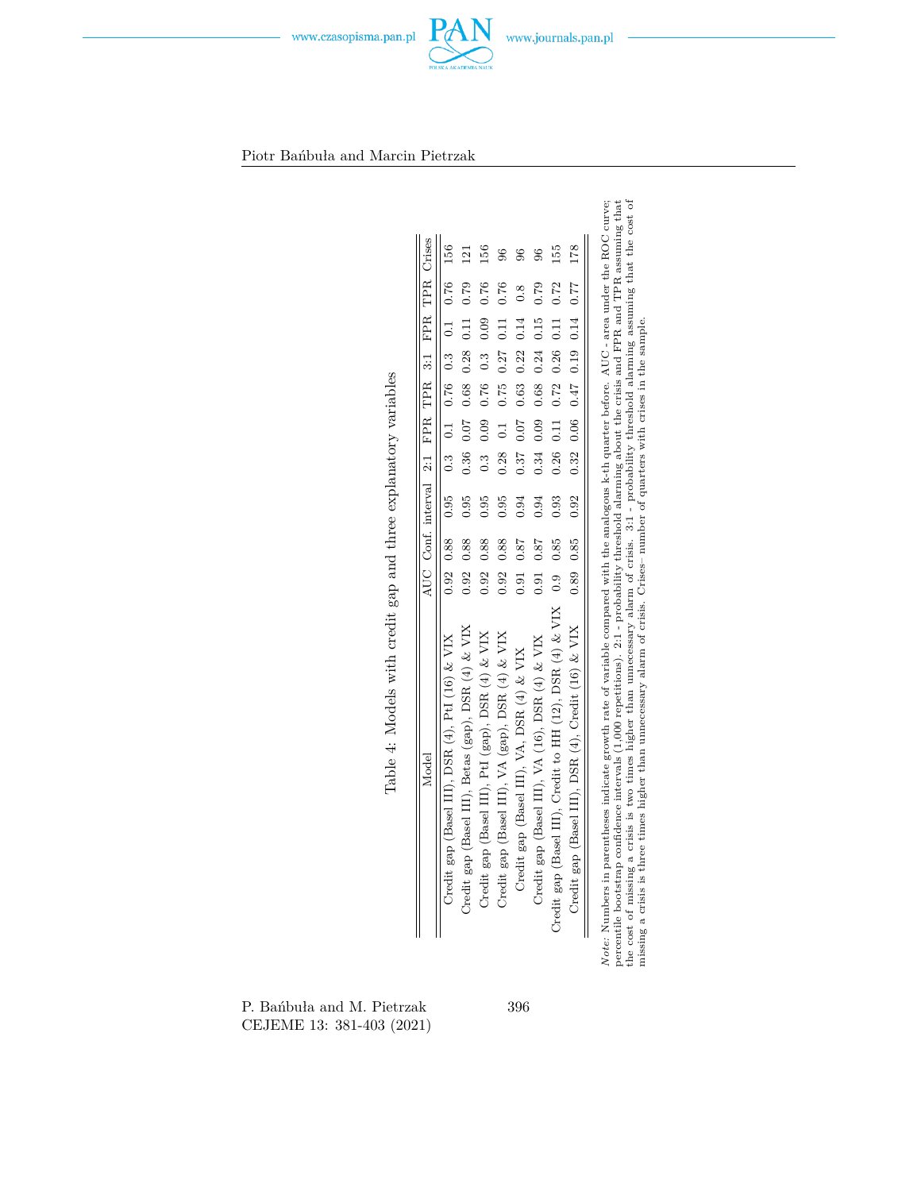Table 4: Models with credit gap and three explanatory variables

| Model | AUC | Conf. interval | | 2:1 | FPR | TPR | 3:1 | FPR | TPR | Crises |
|---|---|---|---|---|---|---|---|---|---|---|
| Credit gap (Basel III), DSR (4), PtI (16) & VIX | 0.92 | 0.88 | 0.95 | 0.3 | 0.1 | 0.76 | 0.3 | 0.1 | 0.76 | 156 |
| Credit gap (Basel III), Betas (gap), DSR (4) & VIX | 0.92 | 0.88 | 0.95 | 0.36 | 0.07 | 0.68 | 0.28 | 0.11 | 0.79 | 121 |
| Credit gap (Basel III), PtI (gap), DSR (4) & VIX | 0.92 | 0.88 | 0.95 | 0.3 | 0.09 | 0.76 | 0.3 | 0.09 | 0.76 | 156 |
| Credit gap (Basel III), VA (gap), DSR (4) & VIX | 0.92 | 0.88 | 0.95 | 0.28 | 0.1 | 0.75 | 0.27 | 0.11 | 0.76 | 96 |
| Credit gap (Basel III), VA, DSR (4) & VIX | 0.91 | 0.87 | 0.94 | 0.37 | 0.07 | 0.63 | 0.22 | 0.14 | 0.8 | 96 |
| Credit gap (Basel III), VA (16), DSR (4) & VIX | 0.91 | 0.87 | 0.94 | 0.34 | 0.09 | 0.68 | 0.24 | 0.15 | 0.79 | 96 |
| Credit gap (Basel III), Credit to HH (12), DSR (4) & VIX | 0.9 | 0.85 | 0.93 | 0.26 | 0.11 | 0.72 | 0.26 | 0.11 | 0.72 | 155 |
| Credit gap (Basel III), DSR (4), Credit (16) & VIX | 0.89 | 0.85 | 0.92 | 0.32 | 0.06 | 0.47 | 0.19 | 0.14 | 0.77 | 178 |

*Note:* Numbers in parentheses indicate growth rate of variable compared with the analogous k-th quarter before. AUC - area under the ROC curve; percentile bootstrap confidence intervals (1,000 repetitions). 2:1 - probability threshold alarming about the crisis and FPR and TPR assuming that the cost of missing a crisis is two times higher than unnecessary alarm of crisis. 3:1 - probability threshold alarming assuming that the cost of missing a crisis is three times higher than unnecessary alarm of crisis. Crises– number of quarters with crises in the sample.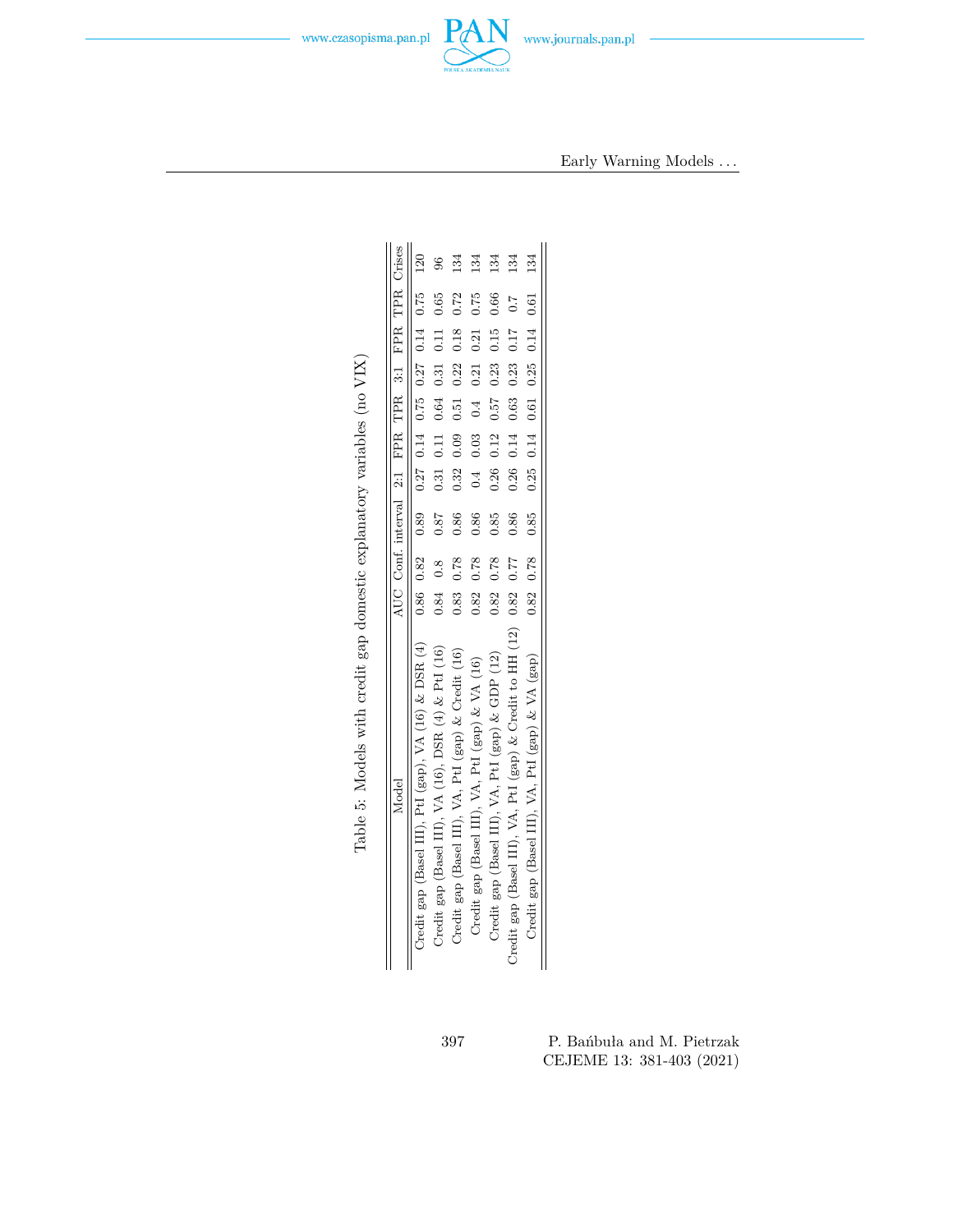Table 5: Models with credit gap domestic explanatory variables (no VIX)

| Model | AUC | Conf. interval | | 2:1 | FPR | TPR | 3:1 | FPR | TPR | Crises |
|---|---|---|---|---|---|---|---|---|---|---|
| Credit gap (Basel III), PtI (gap), VA (16) & DSR (4) | 0.86 | 0.82 | 0.89 | 0.27 | 0.14 | 0.75 | 0.27 | 0.14 | 0.75 | 120 |
| Credit gap (Basel III), VA (16), DSR (4) & PtI (16) | 0.84 | 0.8 | 0.87 | 0.31 | 0.11 | 0.64 | 0.31 | 0.11 | 0.65 | 96 |
| Credit gap (Basel III), VA, PtI (gap) & Credit (16) | 0.83 | 0.78 | 0.86 | 0.32 | 0.09 | 0.51 | 0.22 | 0.18 | 0.72 | 134 |
| Credit gap (Basel III), VA, PtI (gap) & VA (16) | 0.82 | 0.78 | 0.86 | 0.4 | 0.03 | 0.4 | 0.21 | 0.21 | 0.75 | 134 |
| Credit gap (Basel III), VA, PtI (gap) & GDP (12) | 0.82 | 0.78 | 0.85 | 0.26 | 0.12 | 0.57 | 0.23 | 0.15 | 0.66 | 134 |
| Credit gap (Basel III), VA, PtI (gap) & Credit to HH (12) | 0.82 | 0.77 | 0.86 | 0.26 | 0.14 | 0.63 | 0.23 | 0.17 | 0.7 | 134 |
| Credit gap (Basel III), VA, PtI (gap) & VA (gap) | 0.82 | 0.78 | 0.85 | 0.25 | 0.14 | 0.61 | 0.25 | 0.14 | 0.61 | 134 |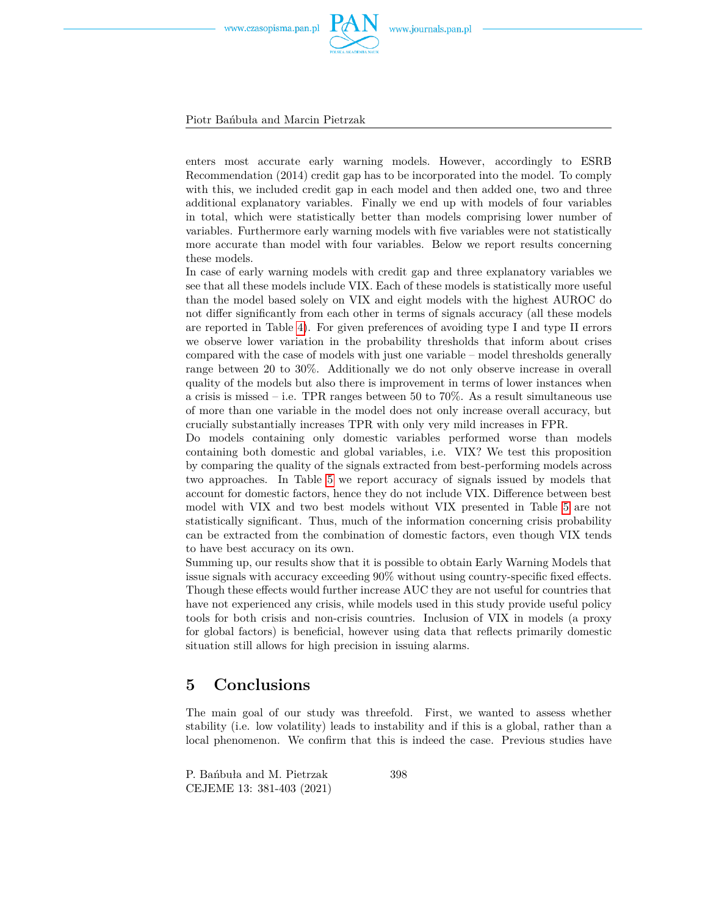enters most accurate early warning models. However, accordingly to ESRB Recommendation (2014) credit gap has to be incorporated into the model. To comply with this, we included credit gap in each model and then added one, two and three additional explanatory variables. Finally we end up with models of four variables in total, which were statistically better than models comprising lower number of variables. Furthermore early warning models with five variables were not statistically more accurate than model with four variables. Below we report results concerning these models.

In case of early warning models with credit gap and three explanatory variables we see that all these models include VIX. Each of these models is statistically more useful than the model based solely on VIX and eight models with the highest AUROC do not differ significantly from each other in terms of signals accuracy (all these models are reported in Table 4). For given preferences of avoiding type I and type II errors we observe lower variation in the probability thresholds that inform about crises compared with the case of models with just one variable – model thresholds generally range between 20 to 30%. Additionally we do not only observe increase in overall quality of the models but also there is improvement in terms of lower instances when a crisis is missed – i.e. TPR ranges between 50 to 70%. As a result simultaneous use of more than one variable in the model does not only increase overall accuracy, but crucially substantially increases TPR with only very mild increases in FPR.

Do models containing only domestic variables performed worse than models containing both domestic and global variables, i.e. VIX? We test this proposition by comparing the quality of the signals extracted from best-performing models across two approaches. In Table 5 we report accuracy of signals issued by models that account for domestic factors, hence they do not include VIX. Difference between best model with VIX and two best models without VIX presented in Table 5 are not statistically significant. Thus, much of the information concerning crisis probability can be extracted from the combination of domestic factors, even though VIX tends to have best accuracy on its own.

Summing up, our results show that it is possible to obtain Early Warning Models that issue signals with accuracy exceeding 90% without using country-specific fixed effects. Though these effects would further increase AUC they are not useful for countries that have not experienced any crisis, while models used in this study provide useful policy tools for both crisis and non-crisis countries. Inclusion of VIX in models (a proxy for global factors) is beneficial, however using data that reflects primarily domestic situation still allows for high precision in issuing alarms.

## 5 Conclusions

The main goal of our study was threefold. First, we wanted to assess whether stability (i.e. low volatility) leads to instability and if this is a global, rather than a local phenomenon. We confirm that this is indeed the case. Previous studies have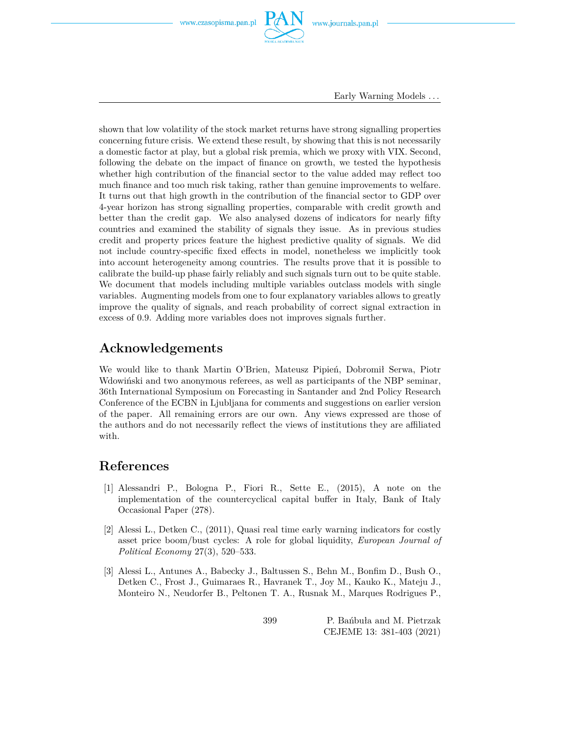shown that low volatility of the stock market returns have strong signalling properties concerning future crisis. We extend these result, by showing that this is not necessarily a domestic factor at play, but a global risk premia, which we proxy with VIX. Second, following the debate on the impact of finance on growth, we tested the hypothesis whether high contribution of the financial sector to the value added may reflect too much finance and too much risk taking, rather than genuine improvements to welfare. It turns out that high growth in the contribution of the financial sector to GDP over 4-year horizon has strong signalling properties, comparable with credit growth and better than the credit gap. We also analysed dozens of indicators for nearly fifty countries and examined the stability of signals they issue. As in previous studies credit and property prices feature the highest predictive quality of signals. We did not include country-specific fixed effects in model, nonetheless we implicitly took into account heterogeneity among countries. The results prove that it is possible to calibrate the build-up phase fairly reliably and such signals turn out to be quite stable. We document that models including multiple variables outclass models with single variables. Augmenting models from one to four explanatory variables allows to greatly improve the quality of signals, and reach probability of correct signal extraction in excess of 0.9. Adding more variables does not improves signals further.

## Acknowledgements

We would like to thank Martin O'Brien, Mateusz Pipień, Dobromił Serwa, Piotr Wdowiński and two anonymous referees, as well as participants of the NBP seminar, 36th International Symposium on Forecasting in Santander and 2nd Policy Research Conference of the ECBN in Ljubljana for comments and suggestions on earlier version of the paper. All remaining errors are our own. Any views expressed are those of the authors and do not necessarily reflect the views of institutions they are affiliated with.

## References

[1] Alessandri P., Bologna P., Fiori R., Sette E., (2015), A note on the implementation of the countercyclical capital buffer in Italy, Bank of Italy Occasional Paper (278).

[2] Alessi L., Detken C., (2011), Quasi real time early warning indicators for costly asset price boom/bust cycles: A role for global liquidity, *European Journal of Political Economy* 27(3), 520–533.

[3] Alessi L., Antunes A., Babecky J., Baltussen S., Behn M., Bonfim D., Bush O., Detken C., Frost J., Guimaraes R., Havranek T., Joy M., Kauko K., Mateju J., Monteiro N., Neudorfer B., Peltonen T. A., Rusnak M., Marques Rodrigues P.,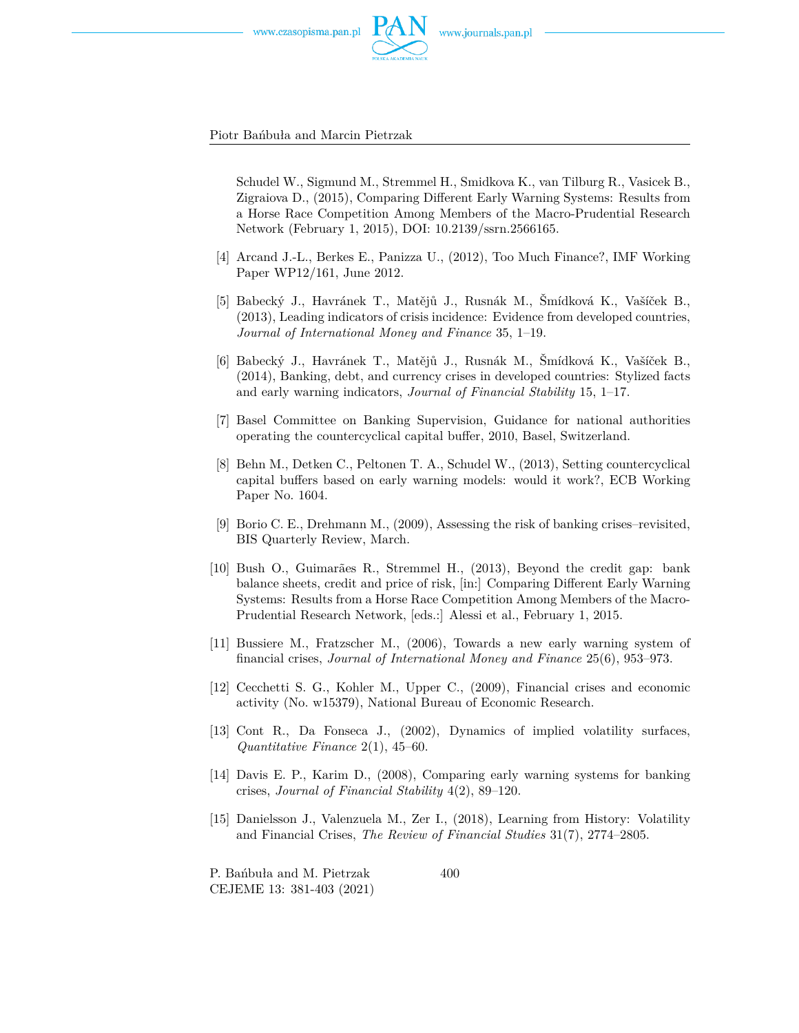Schudel W., Sigmund M., Stremmel H., Smidkova K., van Tilburg R., Vasicek B., Zigraiova D., (2015), Comparing Different Early Warning Systems: Results from a Horse Race Competition Among Members of the Macro-Prudential Research Network (February 1, 2015), DOI: 10.2139/ssrn.2566165.

[4] Arcand J.-L., Berkes E., Panizza U., (2012), Too Much Finance?, IMF Working Paper WP12/161, June 2012.

[5] Babecký J., Havránek T., Matějů J., Rusnák M., Šmídková K., Vašíček B., (2013), Leading indicators of crisis incidence: Evidence from developed countries, *Journal of International Money and Finance* 35, 1–19.

[6] Babecký J., Havránek T., Matějů J., Rusnák M., Šmídková K., Vašíček B., (2014), Banking, debt, and currency crises in developed countries: Stylized facts and early warning indicators, *Journal of Financial Stability* 15, 1–17.

[7] Basel Committee on Banking Supervision, Guidance for national authorities operating the countercyclical capital buffer, 2010, Basel, Switzerland.

[8] Behn M., Detken C., Peltonen T. A., Schudel W., (2013), Setting countercyclical capital buffers based on early warning models: would it work?, ECB Working Paper No. 1604.

[9] Borio C. E., Drehmann M., (2009), Assessing the risk of banking crises–revisited, BIS Quarterly Review, March.

[10] Bush O., Guimarães R., Stremmel H., (2013), Beyond the credit gap: bank balance sheets, credit and price of risk, [in:] Comparing Different Early Warning Systems: Results from a Horse Race Competition Among Members of the Macro-Prudential Research Network, [eds.:] Alessi et al., February 1, 2015.

[11] Bussiere M., Fratzscher M., (2006), Towards a new early warning system of financial crises, *Journal of International Money and Finance* 25(6), 953–973.

[12] Cecchetti S. G., Kohler M., Upper C., (2009), Financial crises and economic activity (No. w15379), National Bureau of Economic Research.

[13] Cont R., Da Fonseca J., (2002), Dynamics of implied volatility surfaces, *Quantitative Finance* 2(1), 45–60.

[14] Davis E. P., Karim D., (2008), Comparing early warning systems for banking crises, *Journal of Financial Stability* 4(2), 89–120.

[15] Danielsson J., Valenzuela M., Zer I., (2018), Learning from History: Volatility and Financial Crises, *The Review of Financial Studies* 31(7), 2774–2805.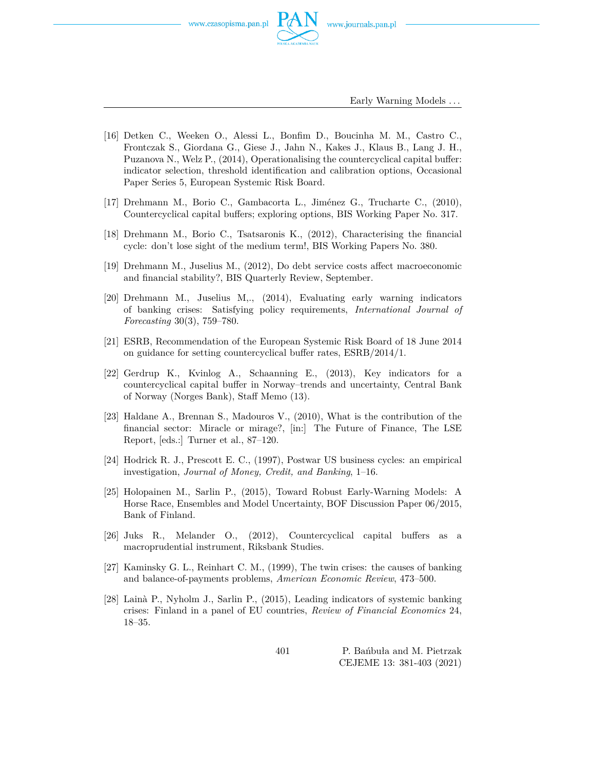[16] Detken C., Weeken O., Alessi L., Bonfim D., Boucinha M. M., Castro C., Frontczak S., Giordana G., Giese J., Jahn N., Kakes J., Klaus B., Lang J. H., Puzanova N., Welz P., (2014), Operationalising the countercyclical capital buffer: indicator selection, threshold identification and calibration options, Occasional Paper Series 5, European Systemic Risk Board.

[17] Drehmann M., Borio C., Gambacorta L., Jiménez G., Trucharte C., (2010), Countercyclical capital buffers; exploring options, BIS Working Paper No. 317.

[18] Drehmann M., Borio C., Tsatsaronis K., (2012), Characterising the financial cycle: don't lose sight of the medium term!, BIS Working Papers No. 380.

[19] Drehmann M., Juselius M., (2012), Do debt service costs affect macroeconomic and financial stability?, BIS Quarterly Review, September.

[20] Drehmann M., Juselius M,., (2014), Evaluating early warning indicators of banking crises: Satisfying policy requirements, *International Journal of Forecasting* 30(3), 759–780.

[21] ESRB, Recommendation of the European Systemic Risk Board of 18 June 2014 on guidance for setting countercyclical buffer rates, ESRB/2014/1.

[22] Gerdrup K., Kvinlog A., Schaanning E., (2013), Key indicators for a countercyclical capital buffer in Norway–trends and uncertainty, Central Bank of Norway (Norges Bank), Staff Memo (13).

[23] Haldane A., Brennan S., Madouros V., (2010), What is the contribution of the financial sector: Miracle or mirage?, [in:] The Future of Finance, The LSE Report, [eds.:] Turner et al., 87–120.

[24] Hodrick R. J., Prescott E. C., (1997), Postwar US business cycles: an empirical investigation, *Journal of Money, Credit, and Banking*, 1–16.

[25] Holopainen M., Sarlin P., (2015), Toward Robust Early-Warning Models: A Horse Race, Ensembles and Model Uncertainty, BOF Discussion Paper 06/2015, Bank of Finland.

[26] Juks R., Melander O., (2012), Countercyclical capital buffers as a macroprudential instrument, Riksbank Studies.

[27] Kaminsky G. L., Reinhart C. M., (1999), The twin crises: the causes of banking and balance-of-payments problems, *American Economic Review*, 473–500.

[28] Lainà P., Nyholm J., Sarlin P., (2015), Leading indicators of systemic banking crises: Finland in a panel of EU countries, *Review of Financial Economics* 24, 18–35.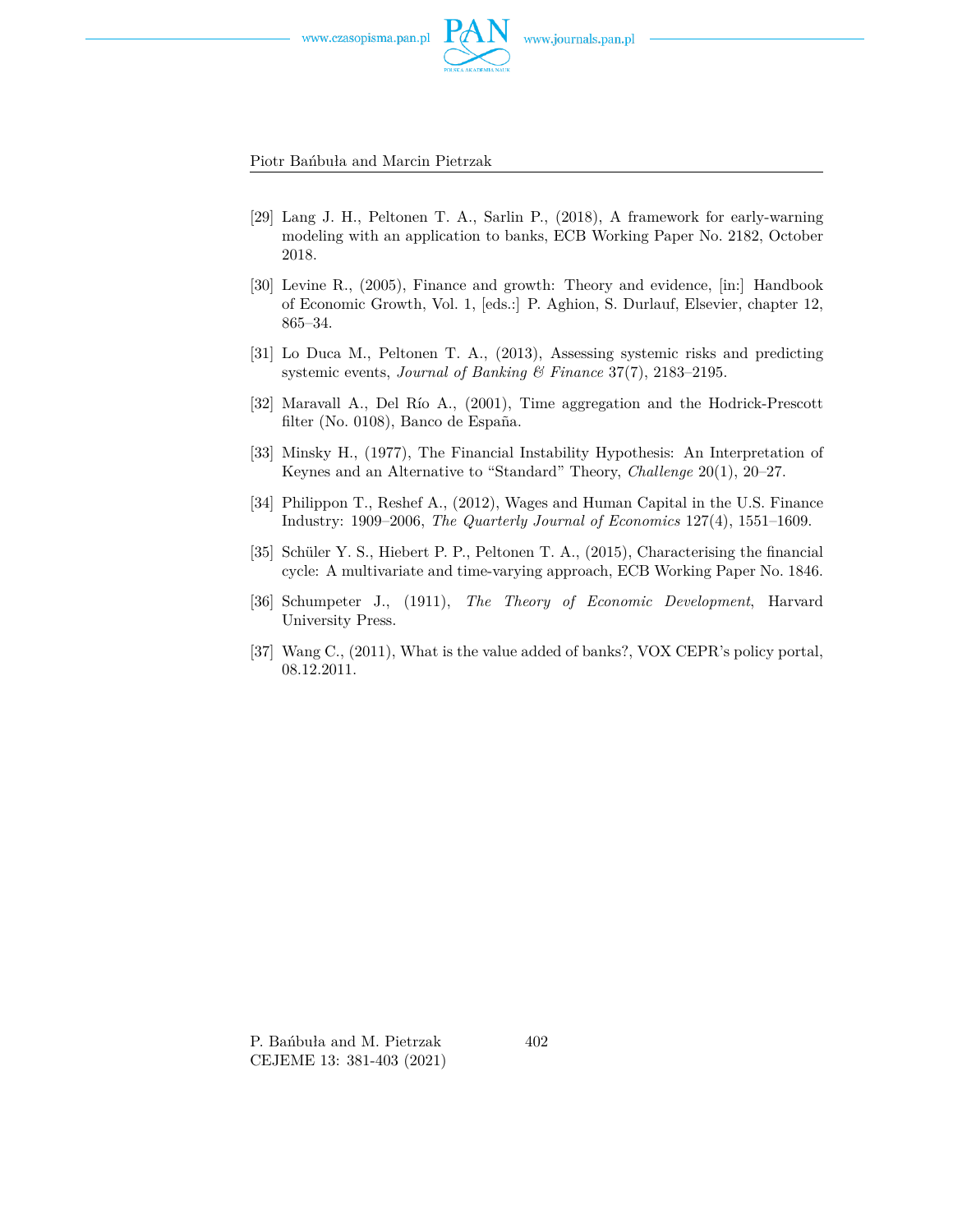[29] Lang J. H., Peltonen T. A., Sarlin P., (2018), A framework for early-warning modeling with an application to banks, ECB Working Paper No. 2182, October 2018.

[30] Levine R., (2005), Finance and growth: Theory and evidence, [in:] Handbook of Economic Growth, Vol. 1, [eds.:] P. Aghion, S. Durlauf, Elsevier, chapter 12, 865–34.

[31] Lo Duca M., Peltonen T. A., (2013), Assessing systemic risks and predicting systemic events, *Journal of Banking & Finance* 37(7), 2183–2195.

[32] Maravall A., Del Río A., (2001), Time aggregation and the Hodrick-Prescott filter (No. 0108), Banco de España.

[33] Minsky H., (1977), The Financial Instability Hypothesis: An Interpretation of Keynes and an Alternative to "Standard" Theory, *Challenge* 20(1), 20–27.

[34] Philippon T., Reshef A., (2012), Wages and Human Capital in the U.S. Finance Industry: 1909–2006, *The Quarterly Journal of Economics* 127(4), 1551–1609.

[35] Schüler Y. S., Hiebert P. P., Peltonen T. A., (2015), Characterising the financial cycle: A multivariate and time-varying approach, ECB Working Paper No. 1846.

[36] Schumpeter J., (1911), *The Theory of Economic Development*, Harvard University Press.

[37] Wang C., (2011), What is the value added of banks?, VOX CEPR's policy portal, 08.12.2011.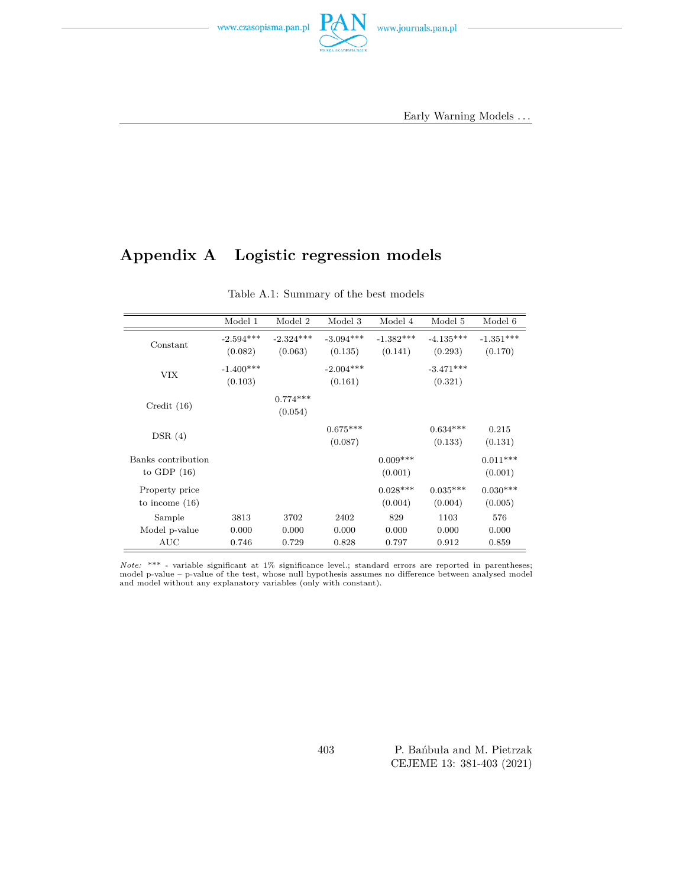## Appendix A Logistic regression models

Table A.1: Summary of the best models

| | Model 1 | Model 2 | Model 3 | Model 4 | Model 5 | Model 6 |
|---|---|---|---|---|---|---|
| Constant | -2.594*** (0.082) | -2.324*** (0.063) | -3.094*** (0.135) | -1.382*** (0.141) | -4.135*** (0.293) | -1.351*** (0.170) |
| VIX | -1.400*** (0.103) | | -2.004*** (0.161) | | -3.471*** (0.321) | |
| Credit (16) | | 0.774*** (0.054) | | | | |
| DSR (4) | | | 0.675*** (0.087) | | 0.634*** (0.133) | 0.215 (0.131) |
| Banks contribution to GDP (16) | | | | 0.009*** (0.001) | | 0.011*** (0.001) |
| Property price to income (16) | | | | 0.028*** (0.004) | 0.035*** (0.004) | 0.030*** (0.005) |
| Sample | 3813 | 3702 | 2402 | 829 | 1103 | 576 |
| Model p-value | 0.000 | 0.000 | 0.000 | 0.000 | 0.000 | 0.000 |
| AUC | 0.746 | 0.729 | 0.828 | 0.797 | 0.912 | 0.859 |

*Note:* *** - variable significant at 1% significance level.; standard errors are reported in parentheses; model p-value – p-value of the test, whose null hypothesis assumes no difference between analysed model and model without any explanatory variables (only with constant).